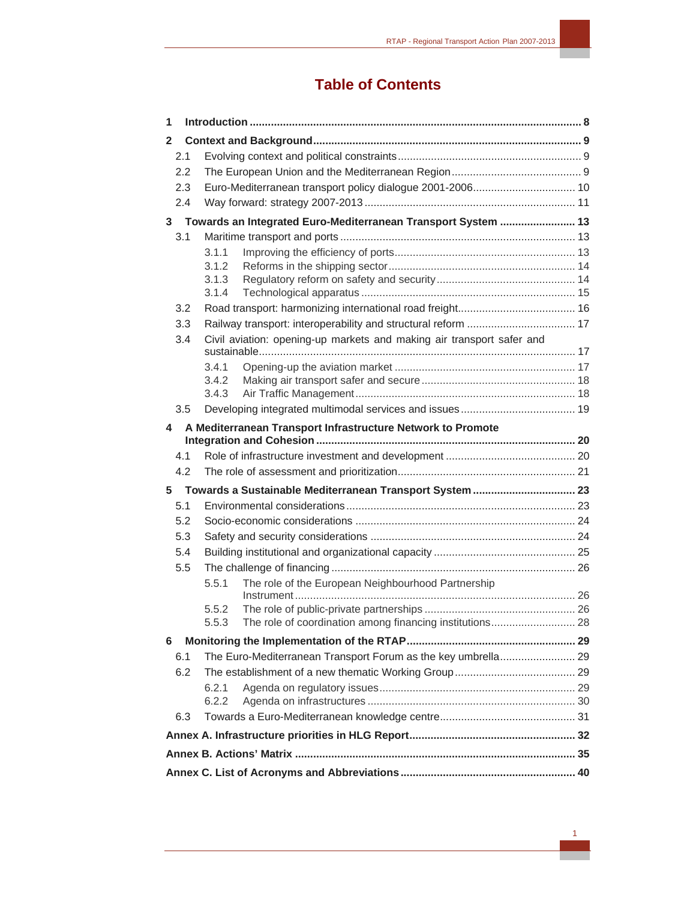# Table of Contents

- **1 Introduction** ..... **8**
- **2 Context and Background** ..... **9**
  - 2.1 Evolving context and political constraints ..... 9
  - 2.2 The European Union and the Mediterranean Region ..... 9
  - 2.3 Euro-Mediterranean transport policy dialogue 2001-2006 ..... 10
  - 2.4 Way forward: strategy 2007-2013 ..... 11
- **3 Towards an Integrated Euro-Mediterranean Transport System** ..... **13**
  - 3.1 Maritime transport and ports ..... 13
    - 3.1.1 Improving the efficiency of ports ..... 13
    - 3.1.2 Reforms in the shipping sector ..... 14
    - 3.1.3 Regulatory reform on safety and security ..... 14
    - 3.1.4 Technological apparatus ..... 15
  - 3.2 Road transport: harmonizing international road freight ..... 16
  - 3.3 Railway transport: interoperability and structural reform ..... 17
  - 3.4 Civil aviation: opening-up markets and making air transport safer and sustainable ..... 17
    - 3.4.1 Opening-up the aviation market ..... 17
    - 3.4.2 Making air transport safer and secure ..... 18
    - 3.4.3 Air Traffic Management ..... 18
  - 3.5 Developing integrated multimodal services and issues ..... 19
- **4 A Mediterranean Transport Infrastructure Network to Promote Integration and Cohesion** ..... **20**
  - 4.1 Role of infrastructure investment and development ..... 20
  - 4.2 The role of assessment and prioritization ..... 21
- **5 Towards a Sustainable Mediterranean Transport System** ..... **23**
  - 5.1 Environmental considerations ..... 23
  - 5.2 Socio-economic considerations ..... 24
  - 5.3 Safety and security considerations ..... 24
  - 5.4 Building institutional and organizational capacity ..... 25
  - 5.5 The challenge of financing ..... 26
    - 5.5.1 The role of the European Neighbourhood Partnership Instrument ..... 26
    - 5.5.2 The role of public-private partnerships ..... 26
    - 5.5.3 The role of coordination among financing institutions ..... 28
- **6 Monitoring the Implementation of the RTAP** ..... **29**
  - 6.1 The Euro-Mediterranean Transport Forum as the key umbrella ..... 29
  - 6.2 The establishment of a new thematic Working Group ..... 29
    - 6.2.1 Agenda on regulatory issues ..... 29
    - 6.2.2 Agenda on infrastructures ..... 30
  - 6.3 Towards a Euro-Mediterranean knowledge centre ..... 31
- **Annex A. Infrastructure priorities in HLG Report** ..... **32**
- **Annex B. Actions' Matrix** ..... **35**
- **Annex C. List of Acronyms and Abbreviations** ..... **40**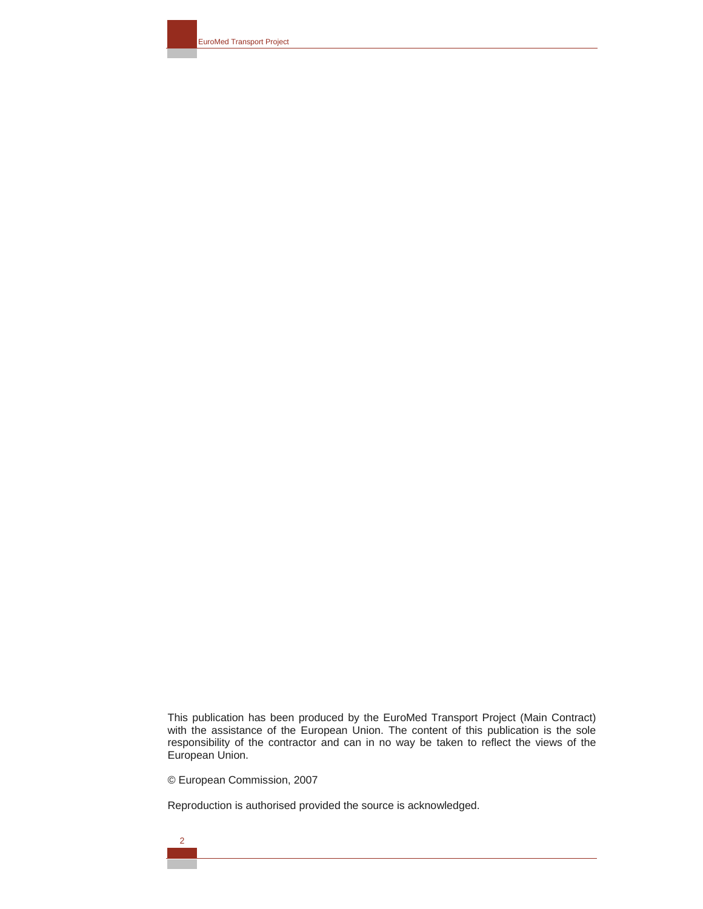This publication has been produced by the EuroMed Transport Project (Main Contract) with the assistance of the European Union. The content of this publication is the sole responsibility of the contractor and can in no way be taken to reflect the views of the European Union.

© European Commission, 2007

Reproduction is authorised provided the source is acknowledged.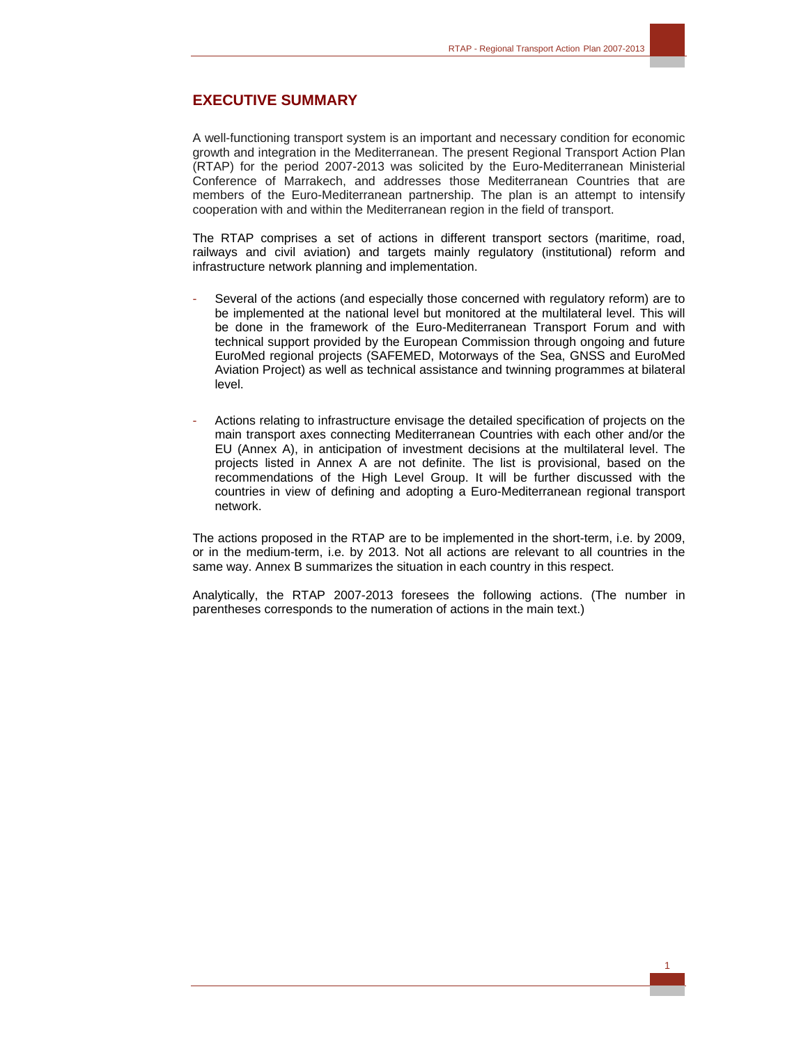## EXECUTIVE SUMMARY

A well-functioning transport system is an important and necessary condition for economic growth and integration in the Mediterranean. The present Regional Transport Action Plan (RTAP) for the period 2007-2013 was solicited by the Euro-Mediterranean Ministerial Conference of Marrakech, and addresses those Mediterranean Countries that are members of the Euro-Mediterranean partnership. The plan is an attempt to intensify cooperation with and within the Mediterranean region in the field of transport.

The RTAP comprises a set of actions in different transport sectors (maritime, road, railways and civil aviation) and targets mainly regulatory (institutional) reform and infrastructure network planning and implementation.

- Several of the actions (and especially those concerned with regulatory reform) are to be implemented at the national level but monitored at the multilateral level. This will be done in the framework of the Euro-Mediterranean Transport Forum and with technical support provided by the European Commission through ongoing and future EuroMed regional projects (SAFEMED, Motorways of the Sea, GNSS and EuroMed Aviation Project) as well as technical assistance and twinning programmes at bilateral level.

- Actions relating to infrastructure envisage the detailed specification of projects on the main transport axes connecting Mediterranean Countries with each other and/or the EU (Annex A), in anticipation of investment decisions at the multilateral level. The projects listed in Annex A are not definite. The list is provisional, based on the recommendations of the High Level Group. It will be further discussed with the countries in view of defining and adopting a Euro-Mediterranean regional transport network.

The actions proposed in the RTAP are to be implemented in the short-term, i.e. by 2009, or in the medium-term, i.e. by 2013. Not all actions are relevant to all countries in the same way. Annex B summarizes the situation in each country in this respect.

Analytically, the RTAP 2007-2013 foresees the following actions. (The number in parentheses corresponds to the numeration of actions in the main text.)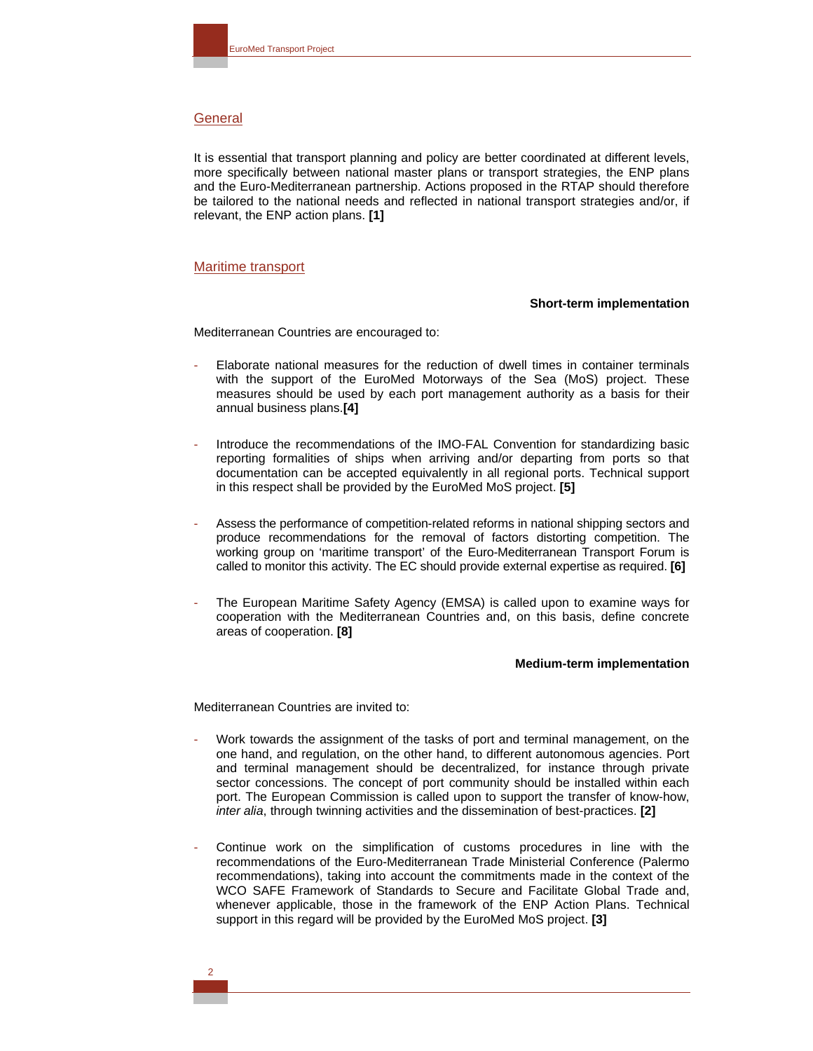## General

It is essential that transport planning and policy are better coordinated at different levels, more specifically between national master plans or transport strategies, the ENP plans and the Euro-Mediterranean partnership. Actions proposed in the RTAP should therefore be tailored to the national needs and reflected in national transport strategies and/or, if relevant, the ENP action plans. **[1]**

## Maritime transport

**Short-term implementation**

Mediterranean Countries are encouraged to:

- Elaborate national measures for the reduction of dwell times in container terminals with the support of the EuroMed Motorways of the Sea (MoS) project. These measures should be used by each port management authority as a basis for their annual business plans.**[4]**

- Introduce the recommendations of the IMO-FAL Convention for standardizing basic reporting formalities of ships when arriving and/or departing from ports so that documentation can be accepted equivalently in all regional ports. Technical support in this respect shall be provided by the EuroMed MoS project. **[5]**

- Assess the performance of competition-related reforms in national shipping sectors and produce recommendations for the removal of factors distorting competition. The working group on 'maritime transport' of the Euro-Mediterranean Transport Forum is called to monitor this activity. The EC should provide external expertise as required. **[6]**

- The European Maritime Safety Agency (EMSA) is called upon to examine ways for cooperation with the Mediterranean Countries and, on this basis, define concrete areas of cooperation. **[8]**

**Medium-term implementation**

Mediterranean Countries are invited to:

- Work towards the assignment of the tasks of port and terminal management, on the one hand, and regulation, on the other hand, to different autonomous agencies. Port and terminal management should be decentralized, for instance through private sector concessions. The concept of port community should be installed within each port. The European Commission is called upon to support the transfer of know-how, *inter alia*, through twinning activities and the dissemination of best-practices. **[2]**

- Continue work on the simplification of customs procedures in line with the recommendations of the Euro-Mediterranean Trade Ministerial Conference (Palermo recommendations), taking into account the commitments made in the context of the WCO SAFE Framework of Standards to Secure and Facilitate Global Trade and, whenever applicable, those in the framework of the ENP Action Plans. Technical support in this regard will be provided by the EuroMed MoS project. **[3]**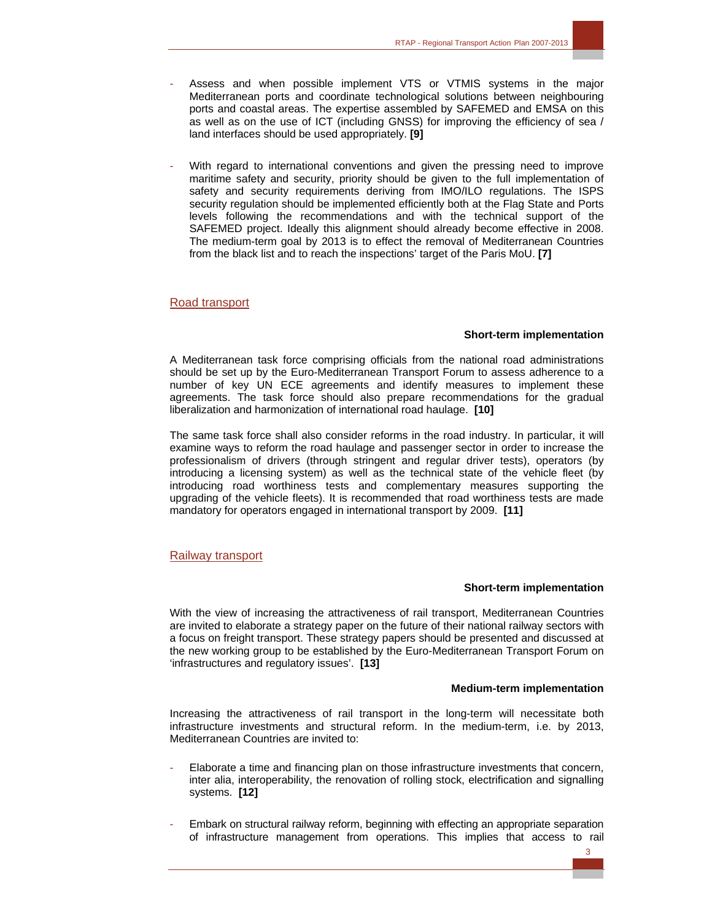- Assess and when possible implement VTS or VTMIS systems in the major Mediterranean ports and coordinate technological solutions between neighbouring ports and coastal areas. The expertise assembled by SAFEMED and EMSA on this as well as on the use of ICT (including GNSS) for improving the efficiency of sea / land interfaces should be used appropriately. **[9]**

- With regard to international conventions and given the pressing need to improve maritime safety and security, priority should be given to the full implementation of safety and security requirements deriving from IMO/ILO regulations. The ISPS security regulation should be implemented efficiently both at the Flag State and Ports levels following the recommendations and with the technical support of the SAFEMED project. Ideally this alignment should already become effective in 2008. The medium-term goal by 2013 is to effect the removal of Mediterranean Countries from the black list and to reach the inspections' target of the Paris MoU. **[7]**

## Road transport

**Short-term implementation**

A Mediterranean task force comprising officials from the national road administrations should be set up by the Euro-Mediterranean Transport Forum to assess adherence to a number of key UN ECE agreements and identify measures to implement these agreements. The task force should also prepare recommendations for the gradual liberalization and harmonization of international road haulage. **[10]**

The same task force shall also consider reforms in the road industry. In particular, it will examine ways to reform the road haulage and passenger sector in order to increase the professionalism of drivers (through stringent and regular driver tests), operators (by introducing a licensing system) as well as the technical state of the vehicle fleet (by introducing road worthiness tests and complementary measures supporting the upgrading of the vehicle fleets). It is recommended that road worthiness tests are made mandatory for operators engaged in international transport by 2009. **[11]**

## Railway transport

**Short-term implementation**

With the view of increasing the attractiveness of rail transport, Mediterranean Countries are invited to elaborate a strategy paper on the future of their national railway sectors with a focus on freight transport. These strategy papers should be presented and discussed at the new working group to be established by the Euro-Mediterranean Transport Forum on 'infrastructures and regulatory issues'. **[13]**

**Medium-term implementation**

Increasing the attractiveness of rail transport in the long-term will necessitate both infrastructure investments and structural reform. In the medium-term, i.e. by 2013, Mediterranean Countries are invited to:

- Elaborate a time and financing plan on those infrastructure investments that concern, inter alia, interoperability, the renovation of rolling stock, electrification and signalling systems. **[12]**

- Embark on structural railway reform, beginning with effecting an appropriate separation of infrastructure management from operations. This implies that access to rail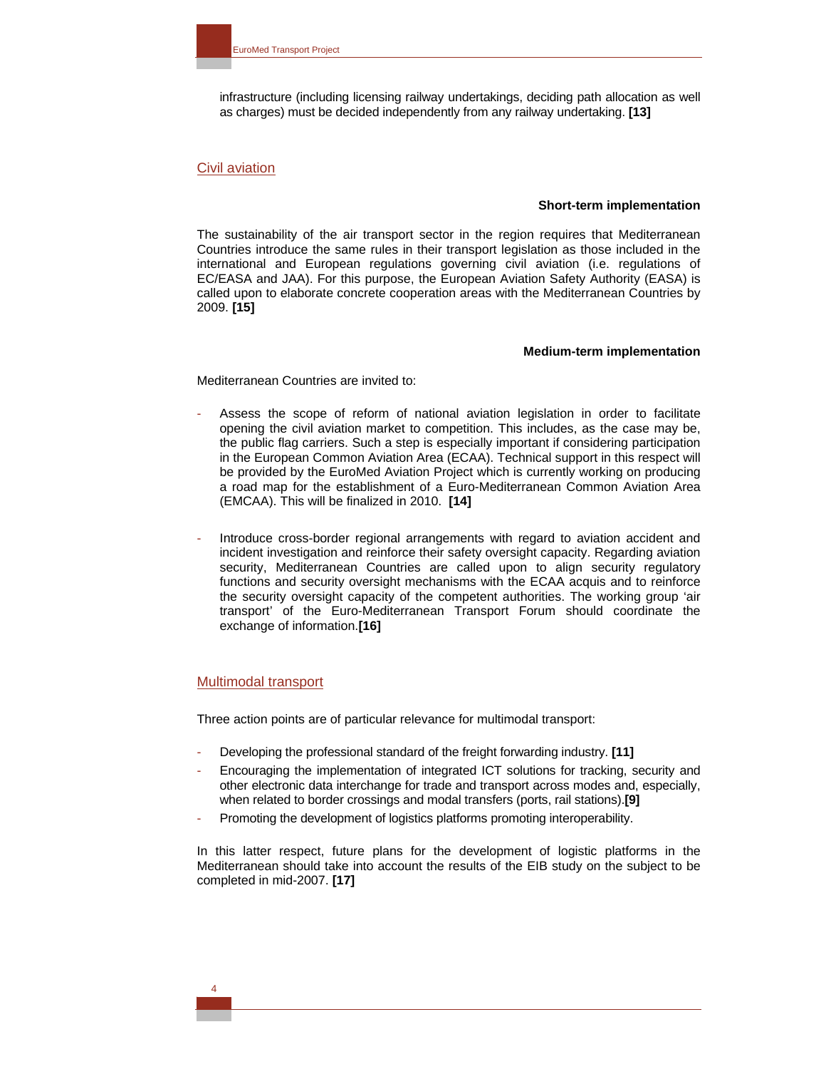infrastructure (including licensing railway undertakings, deciding path allocation as well as charges) must be decided independently from any railway undertaking. **[13]**

## Civil aviation

**Short-term implementation**

The sustainability of the air transport sector in the region requires that Mediterranean Countries introduce the same rules in their transport legislation as those included in the international and European regulations governing civil aviation (i.e. regulations of EC/EASA and JAA). For this purpose, the European Aviation Safety Authority (EASA) is called upon to elaborate concrete cooperation areas with the Mediterranean Countries by 2009. **[15]**

**Medium-term implementation**

Mediterranean Countries are invited to:

- Assess the scope of reform of national aviation legislation in order to facilitate opening the civil aviation market to competition. This includes, as the case may be, the public flag carriers. Such a step is especially important if considering participation in the European Common Aviation Area (ECAA). Technical support in this respect will be provided by the EuroMed Aviation Project which is currently working on producing a road map for the establishment of a Euro-Mediterranean Common Aviation Area (EMCAA). This will be finalized in 2010. **[14]**

- Introduce cross-border regional arrangements with regard to aviation accident and incident investigation and reinforce their safety oversight capacity. Regarding aviation security, Mediterranean Countries are called upon to align security regulatory functions and security oversight mechanisms with the ECAA acquis and to reinforce the security oversight capacity of the competent authorities. The working group 'air transport' of the Euro-Mediterranean Transport Forum should coordinate the exchange of information.**[16]**

## Multimodal transport

Three action points are of particular relevance for multimodal transport:

- Developing the professional standard of the freight forwarding industry. **[11]**
- Encouraging the implementation of integrated ICT solutions for tracking, security and other electronic data interchange for trade and transport across modes and, especially, when related to border crossings and modal transfers (ports, rail stations).**[9]**
- Promoting the development of logistics platforms promoting interoperability.

In this latter respect, future plans for the development of logistic platforms in the Mediterranean should take into account the results of the EIB study on the subject to be completed in mid-2007. **[17]**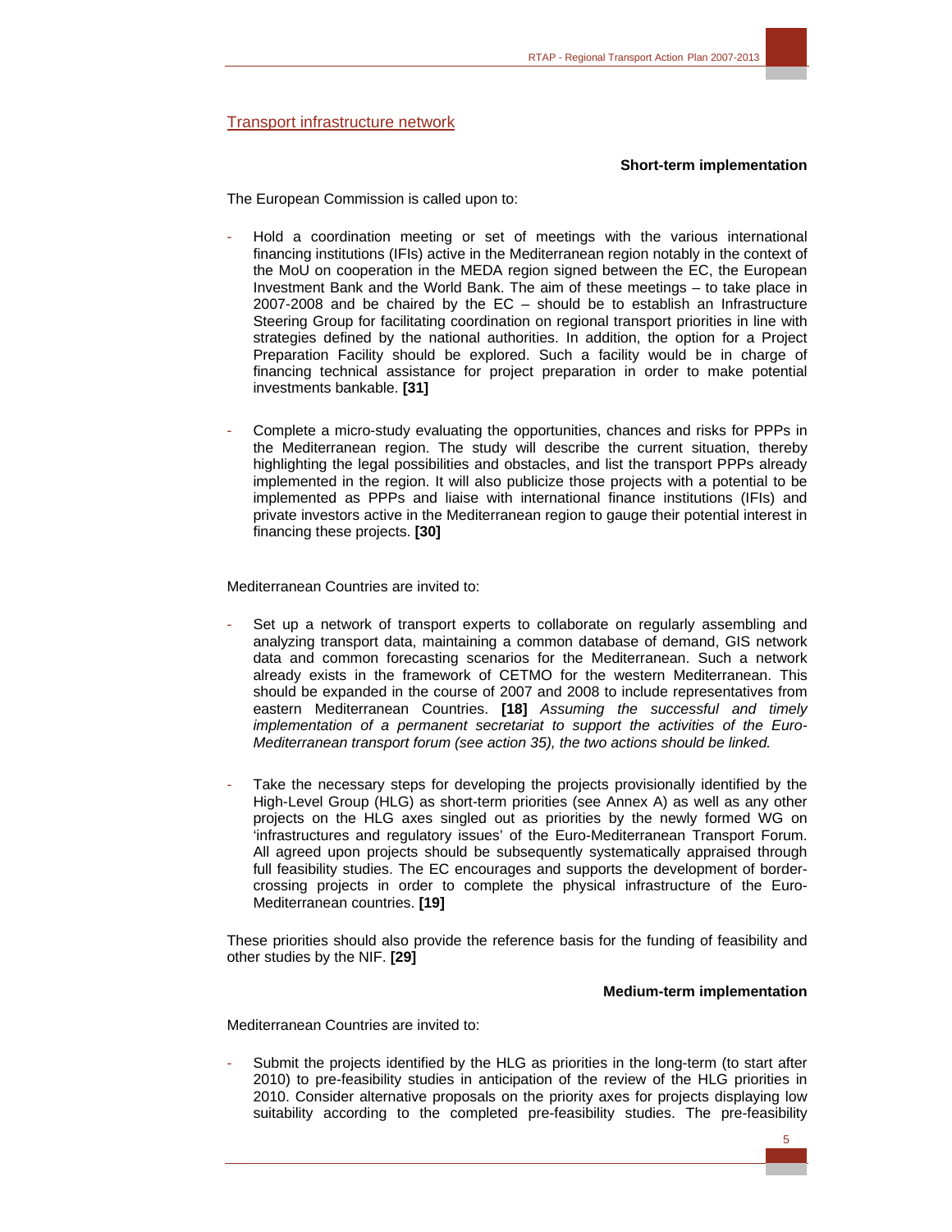## Transport infrastructure network

**Short-term implementation**

The European Commission is called upon to:

- Hold a coordination meeting or set of meetings with the various international financing institutions (IFIs) active in the Mediterranean region notably in the context of the MoU on cooperation in the MEDA region signed between the EC, the European Investment Bank and the World Bank. The aim of these meetings – to take place in 2007-2008 and be chaired by the EC – should be to establish an Infrastructure Steering Group for facilitating coordination on regional transport priorities in line with strategies defined by the national authorities. In addition, the option for a Project Preparation Facility should be explored. Such a facility would be in charge of financing technical assistance for project preparation in order to make potential investments bankable. **[31]**

- Complete a micro-study evaluating the opportunities, chances and risks for PPPs in the Mediterranean region. The study will describe the current situation, thereby highlighting the legal possibilities and obstacles, and list the transport PPPs already implemented in the region. It will also publicize those projects with a potential to be implemented as PPPs and liaise with international finance institutions (IFIs) and private investors active in the Mediterranean region to gauge their potential interest in financing these projects. **[30]**

Mediterranean Countries are invited to:

- Set up a network of transport experts to collaborate on regularly assembling and analyzing transport data, maintaining a common database of demand, GIS network data and common forecasting scenarios for the Mediterranean. Such a network already exists in the framework of CETMO for the western Mediterranean. This should be expanded in the course of 2007 and 2008 to include representatives from eastern Mediterranean Countries. **[18]** *Assuming the successful and timely implementation of a permanent secretariat to support the activities of the Euro-Mediterranean transport forum (see action 35), the two actions should be linked.*

- Take the necessary steps for developing the projects provisionally identified by the High-Level Group (HLG) as short-term priorities (see Annex A) as well as any other projects on the HLG axes singled out as priorities by the newly formed WG on 'infrastructures and regulatory issues' of the Euro-Mediterranean Transport Forum. All agreed upon projects should be subsequently systematically appraised through full feasibility studies. The EC encourages and supports the development of border-crossing projects in order to complete the physical infrastructure of the Euro-Mediterranean countries. **[19]**

These priorities should also provide the reference basis for the funding of feasibility and other studies by the NIF. **[29]**

**Medium-term implementation**

Mediterranean Countries are invited to:

- Submit the projects identified by the HLG as priorities in the long-term (to start after 2010) to pre-feasibility studies in anticipation of the review of the HLG priorities in 2010. Consider alternative proposals on the priority axes for projects displaying low suitability according to the completed pre-feasibility studies. The pre-feasibility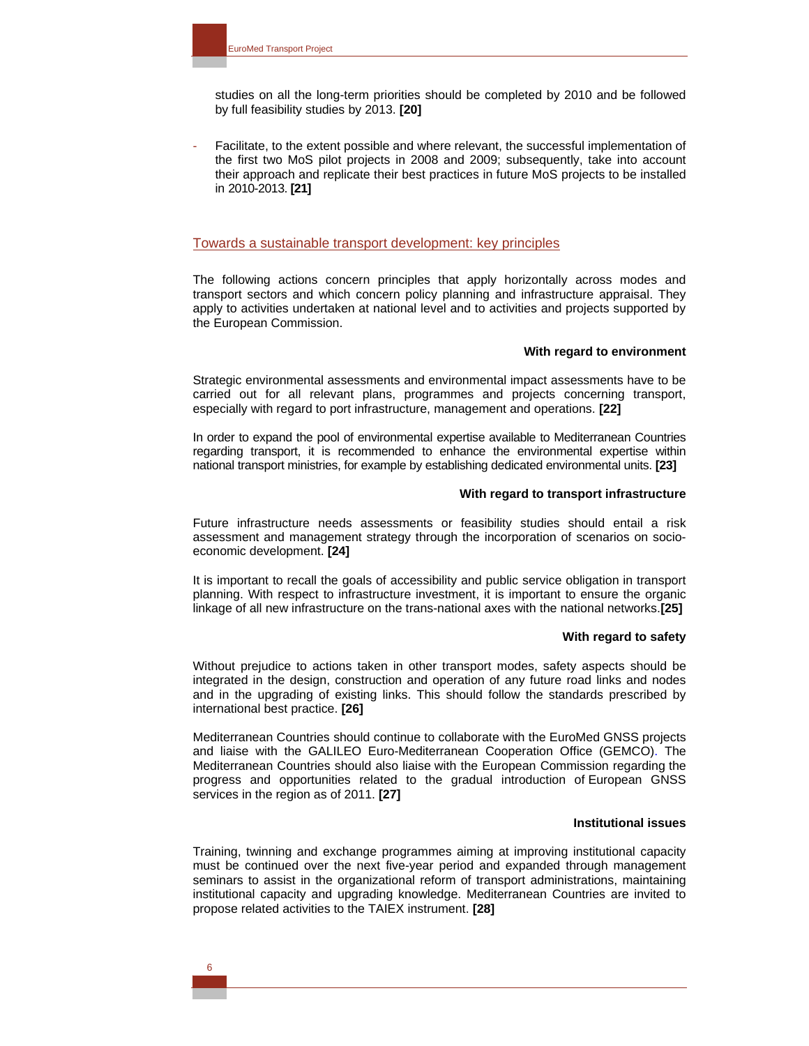studies on all the long-term priorities should be completed by 2010 and be followed by full feasibility studies by 2013. **[20]**

- Facilitate, to the extent possible and where relevant, the successful implementation of the first two MoS pilot projects in 2008 and 2009; subsequently, take into account their approach and replicate their best practices in future MoS projects to be installed in 2010-2013. **[21]**

## Towards a sustainable transport development: key principles

The following actions concern principles that apply horizontally across modes and transport sectors and which concern policy planning and infrastructure appraisal. They apply to activities undertaken at national level and to activities and projects supported by the European Commission.

**With regard to environment**

Strategic environmental assessments and environmental impact assessments have to be carried out for all relevant plans, programmes and projects concerning transport, especially with regard to port infrastructure, management and operations. **[22]**

In order to expand the pool of environmental expertise available to Mediterranean Countries regarding transport, it is recommended to enhance the environmental expertise within national transport ministries, for example by establishing dedicated environmental units. **[23]**

**With regard to transport infrastructure**

Future infrastructure needs assessments or feasibility studies should entail a risk assessment and management strategy through the incorporation of scenarios on socio-economic development. **[24]**

It is important to recall the goals of accessibility and public service obligation in transport planning. With respect to infrastructure investment, it is important to ensure the organic linkage of all new infrastructure on the trans-national axes with the national networks.**[25]**

**With regard to safety**

Without prejudice to actions taken in other transport modes, safety aspects should be integrated in the design, construction and operation of any future road links and nodes and in the upgrading of existing links. This should follow the standards prescribed by international best practice. **[26]**

Mediterranean Countries should continue to collaborate with the EuroMed GNSS projects and liaise with the GALILEO Euro-Mediterranean Cooperation Office (GEMCO). The Mediterranean Countries should also liaise with the European Commission regarding the progress and opportunities related to the gradual introduction of European GNSS services in the region as of 2011. **[27]**

**Institutional issues**

Training, twinning and exchange programmes aiming at improving institutional capacity must be continued over the next five-year period and expanded through management seminars to assist in the organizational reform of transport administrations, maintaining institutional capacity and upgrading knowledge. Mediterranean Countries are invited to propose related activities to the TAIEX instrument. **[28]**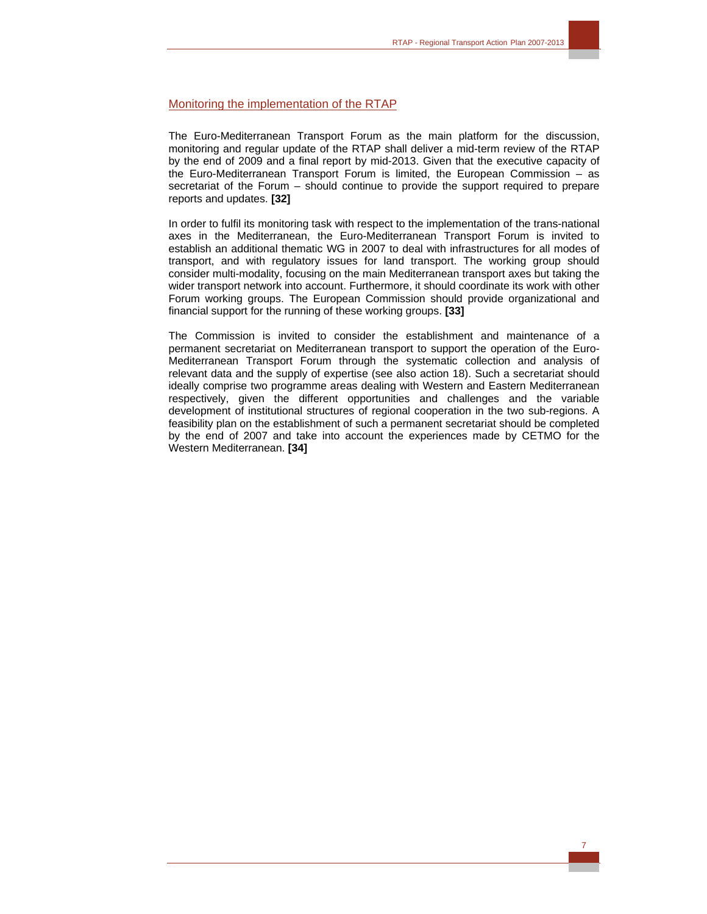## Monitoring the implementation of the RTAP

The Euro-Mediterranean Transport Forum as the main platform for the discussion, monitoring and regular update of the RTAP shall deliver a mid-term review of the RTAP by the end of 2009 and a final report by mid-2013. Given that the executive capacity of the Euro-Mediterranean Transport Forum is limited, the European Commission – as secretariat of the Forum – should continue to provide the support required to prepare reports and updates. **[32]**

In order to fulfil its monitoring task with respect to the implementation of the trans-national axes in the Mediterranean, the Euro-Mediterranean Transport Forum is invited to establish an additional thematic WG in 2007 to deal with infrastructures for all modes of transport, and with regulatory issues for land transport. The working group should consider multi-modality, focusing on the main Mediterranean transport axes but taking the wider transport network into account. Furthermore, it should coordinate its work with other Forum working groups. The European Commission should provide organizational and financial support for the running of these working groups. **[33]**

The Commission is invited to consider the establishment and maintenance of a permanent secretariat on Mediterranean transport to support the operation of the Euro-Mediterranean Transport Forum through the systematic collection and analysis of relevant data and the supply of expertise (see also action 18). Such a secretariat should ideally comprise two programme areas dealing with Western and Eastern Mediterranean respectively, given the different opportunities and challenges and the variable development of institutional structures of regional cooperation in the two sub-regions. A feasibility plan on the establishment of such a permanent secretariat should be completed by the end of 2007 and take into account the experiences made by CETMO for the Western Mediterranean. **[34]**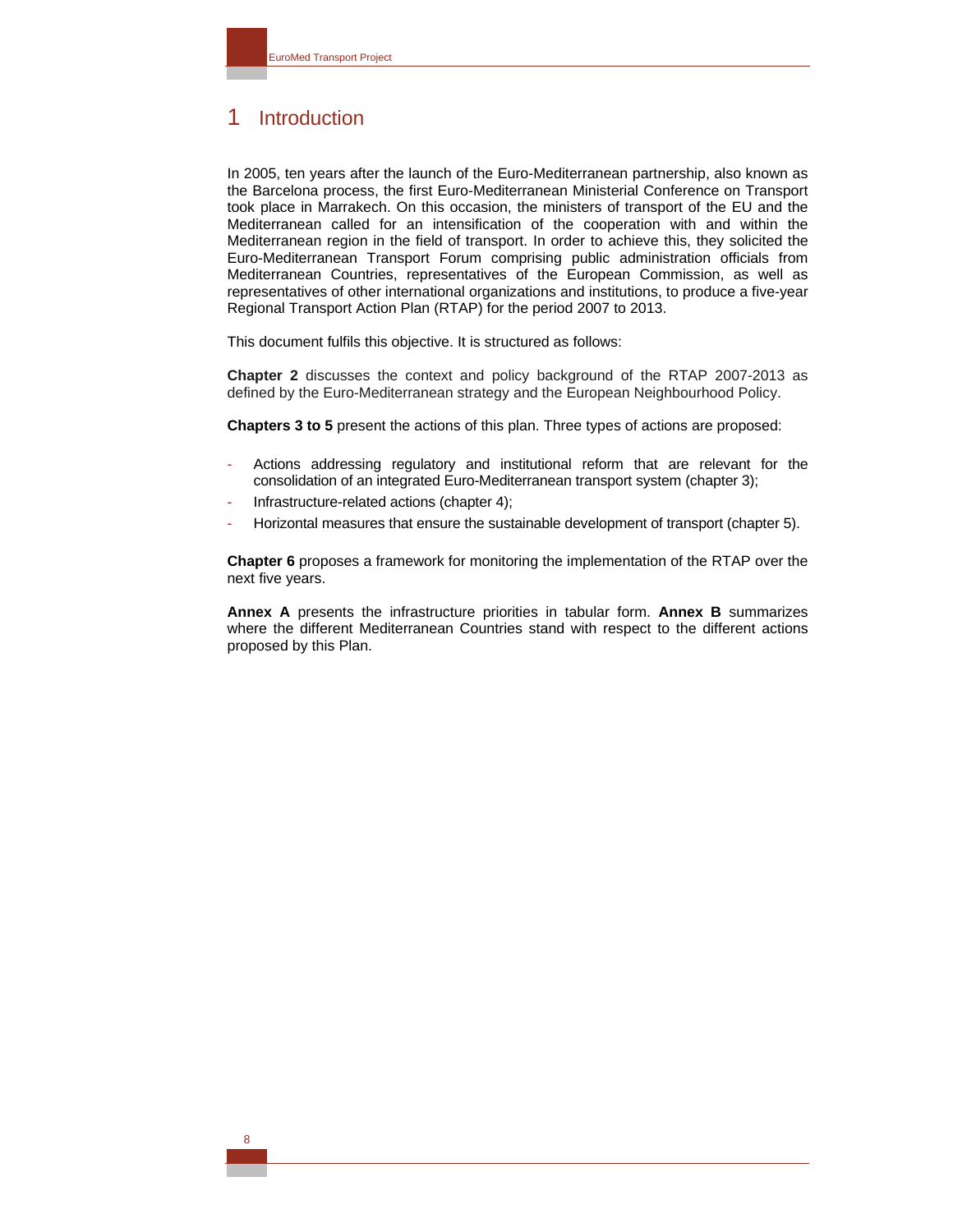# 1 Introduction

In 2005, ten years after the launch of the Euro-Mediterranean partnership, also known as the Barcelona process, the first Euro-Mediterranean Ministerial Conference on Transport took place in Marrakech. On this occasion, the ministers of transport of the EU and the Mediterranean called for an intensification of the cooperation with and within the Mediterranean region in the field of transport. In order to achieve this, they solicited the Euro-Mediterranean Transport Forum comprising public administration officials from Mediterranean Countries, representatives of the European Commission, as well as representatives of other international organizations and institutions, to produce a five-year Regional Transport Action Plan (RTAP) for the period 2007 to 2013.

This document fulfils this objective. It is structured as follows:

**Chapter 2** discusses the context and policy background of the RTAP 2007-2013 as defined by the Euro-Mediterranean strategy and the European Neighbourhood Policy.

**Chapters 3 to 5** present the actions of this plan. Three types of actions are proposed:

- Actions addressing regulatory and institutional reform that are relevant for the consolidation of an integrated Euro-Mediterranean transport system (chapter 3);
- Infrastructure-related actions (chapter 4);
- Horizontal measures that ensure the sustainable development of transport (chapter 5).

**Chapter 6** proposes a framework for monitoring the implementation of the RTAP over the next five years.

**Annex A** presents the infrastructure priorities in tabular form. **Annex B** summarizes where the different Mediterranean Countries stand with respect to the different actions proposed by this Plan.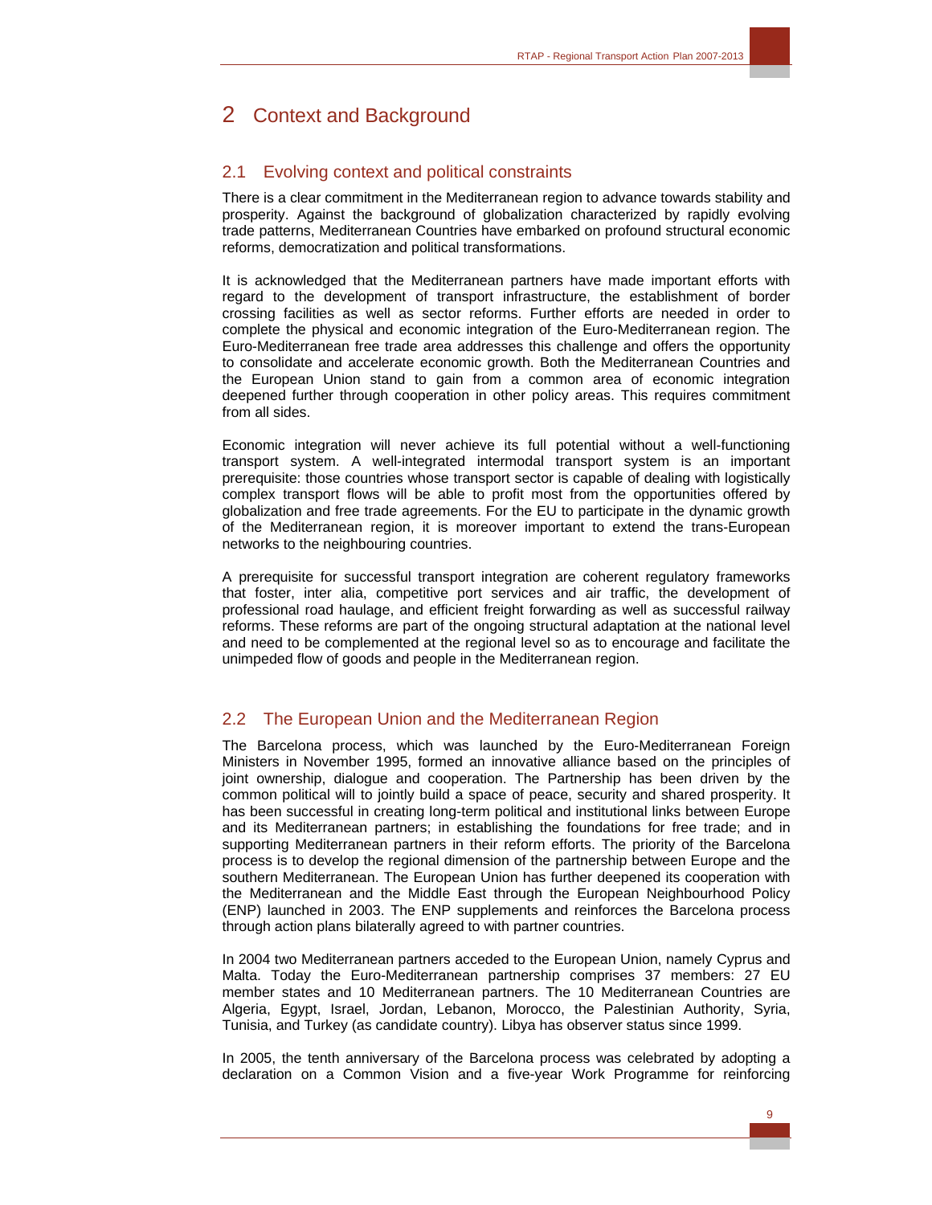# 2 Context and Background

## 2.1 Evolving context and political constraints

There is a clear commitment in the Mediterranean region to advance towards stability and prosperity. Against the background of globalization characterized by rapidly evolving trade patterns, Mediterranean Countries have embarked on profound structural economic reforms, democratization and political transformations.

It is acknowledged that the Mediterranean partners have made important efforts with regard to the development of transport infrastructure, the establishment of border crossing facilities as well as sector reforms. Further efforts are needed in order to complete the physical and economic integration of the Euro-Mediterranean region. The Euro-Mediterranean free trade area addresses this challenge and offers the opportunity to consolidate and accelerate economic growth. Both the Mediterranean Countries and the European Union stand to gain from a common area of economic integration deepened further through cooperation in other policy areas. This requires commitment from all sides.

Economic integration will never achieve its full potential without a well-functioning transport system. A well-integrated intermodal transport system is an important prerequisite: those countries whose transport sector is capable of dealing with logistically complex transport flows will be able to profit most from the opportunities offered by globalization and free trade agreements. For the EU to participate in the dynamic growth of the Mediterranean region, it is moreover important to extend the trans-European networks to the neighbouring countries.

A prerequisite for successful transport integration are coherent regulatory frameworks that foster, inter alia, competitive port services and air traffic, the development of professional road haulage, and efficient freight forwarding as well as successful railway reforms. These reforms are part of the ongoing structural adaptation at the national level and need to be complemented at the regional level so as to encourage and facilitate the unimpeded flow of goods and people in the Mediterranean region.

## 2.2 The European Union and the Mediterranean Region

The Barcelona process, which was launched by the Euro-Mediterranean Foreign Ministers in November 1995, formed an innovative alliance based on the principles of joint ownership, dialogue and cooperation. The Partnership has been driven by the common political will to jointly build a space of peace, security and shared prosperity. It has been successful in creating long-term political and institutional links between Europe and its Mediterranean partners; in establishing the foundations for free trade; and in supporting Mediterranean partners in their reform efforts. The priority of the Barcelona process is to develop the regional dimension of the partnership between Europe and the southern Mediterranean. The European Union has further deepened its cooperation with the Mediterranean and the Middle East through the European Neighbourhood Policy (ENP) launched in 2003. The ENP supplements and reinforces the Barcelona process through action plans bilaterally agreed to with partner countries.

In 2004 two Mediterranean partners acceded to the European Union, namely Cyprus and Malta. Today the Euro-Mediterranean partnership comprises 37 members: 27 EU member states and 10 Mediterranean partners. The 10 Mediterranean Countries are Algeria, Egypt, Israel, Jordan, Lebanon, Morocco, the Palestinian Authority, Syria, Tunisia, and Turkey (as candidate country). Libya has observer status since 1999.

In 2005, the tenth anniversary of the Barcelona process was celebrated by adopting a declaration on a Common Vision and a five-year Work Programme for reinforcing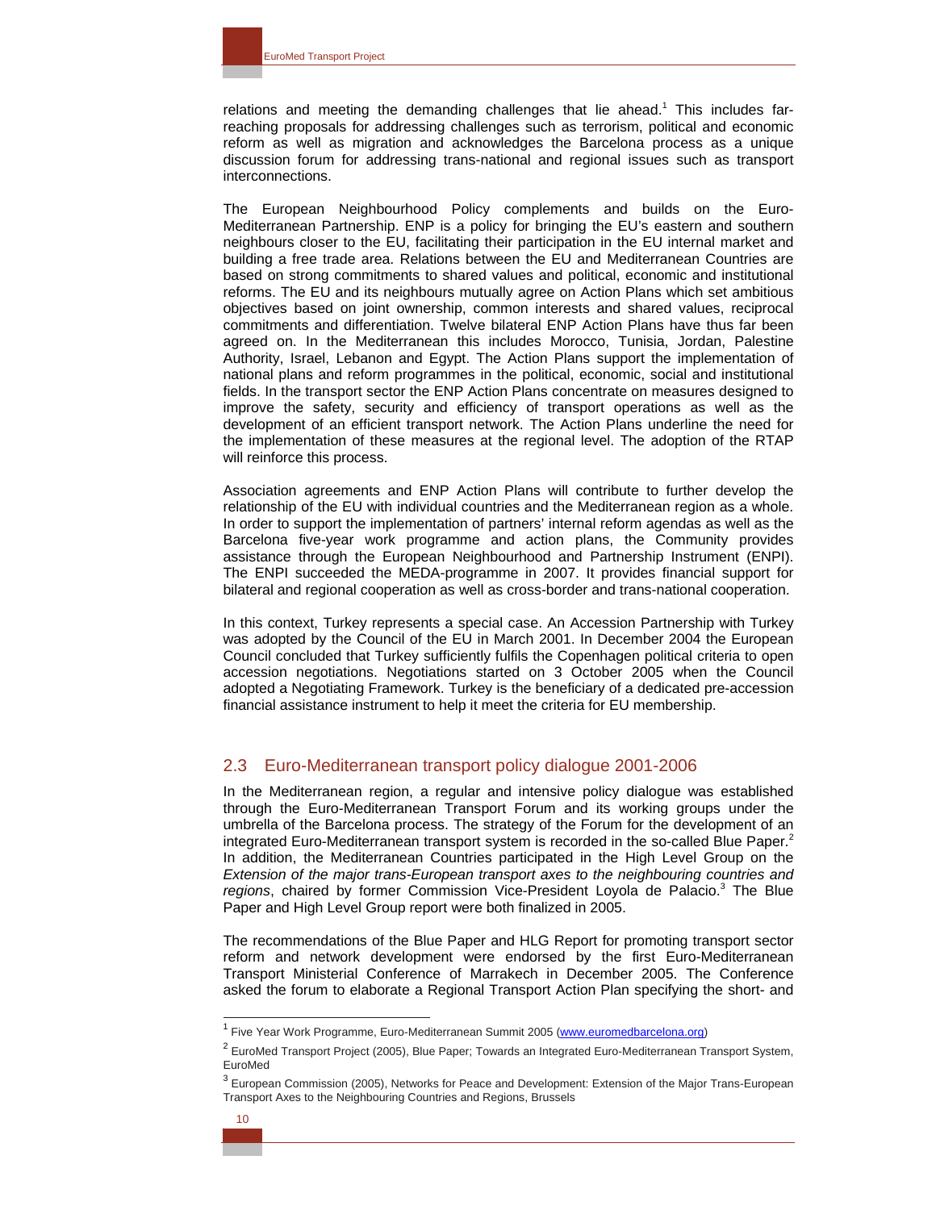relations and meeting the demanding challenges that lie ahead.[1] This includes far-reaching proposals for addressing challenges such as terrorism, political and economic reform as well as migration and acknowledges the Barcelona process as a unique discussion forum for addressing trans-national and regional issues such as transport interconnections.

The European Neighbourhood Policy complements and builds on the Euro-Mediterranean Partnership. ENP is a policy for bringing the EU's eastern and southern neighbours closer to the EU, facilitating their participation in the EU internal market and building a free trade area. Relations between the EU and Mediterranean Countries are based on strong commitments to shared values and political, economic and institutional reforms. The EU and its neighbours mutually agree on Action Plans which set ambitious objectives based on joint ownership, common interests and shared values, reciprocal commitments and differentiation. Twelve bilateral ENP Action Plans have thus far been agreed on. In the Mediterranean this includes Morocco, Tunisia, Jordan, Palestine Authority, Israel, Lebanon and Egypt. The Action Plans support the implementation of national plans and reform programmes in the political, economic, social and institutional fields. In the transport sector the ENP Action Plans concentrate on measures designed to improve the safety, security and efficiency of transport operations as well as the development of an efficient transport network. The Action Plans underline the need for the implementation of these measures at the regional level. The adoption of the RTAP will reinforce this process.

Association agreements and ENP Action Plans will contribute to further develop the relationship of the EU with individual countries and the Mediterranean region as a whole. In order to support the implementation of partners' internal reform agendas as well as the Barcelona five-year work programme and action plans, the Community provides assistance through the European Neighbourhood and Partnership Instrument (ENPI). The ENPI succeeded the MEDA-programme in 2007. It provides financial support for bilateral and regional cooperation as well as cross-border and trans-national cooperation.

In this context, Turkey represents a special case. An Accession Partnership with Turkey was adopted by the Council of the EU in March 2001. In December 2004 the European Council concluded that Turkey sufficiently fulfils the Copenhagen political criteria to open accession negotiations. Negotiations started on 3 October 2005 when the Council adopted a Negotiating Framework. Turkey is the beneficiary of a dedicated pre-accession financial assistance instrument to help it meet the criteria for EU membership.

## 2.3 Euro-Mediterranean transport policy dialogue 2001-2006

In the Mediterranean region, a regular and intensive policy dialogue was established through the Euro-Mediterranean Transport Forum and its working groups under the umbrella of the Barcelona process. The strategy of the Forum for the development of an integrated Euro-Mediterranean transport system is recorded in the so-called Blue Paper.[2] In addition, the Mediterranean Countries participated in the High Level Group on the *Extension of the major trans-European transport axes to the neighbouring countries and regions*, chaired by former Commission Vice-President Loyola de Palacio.[3] The Blue Paper and High Level Group report were both finalized in 2005.

The recommendations of the Blue Paper and HLG Report for promoting transport sector reform and network development were endorsed by the first Euro-Mediterranean Transport Ministerial Conference of Marrakech in December 2005. The Conference asked the forum to elaborate a Regional Transport Action Plan specifying the short- and

---

[1] Five Year Work Programme, Euro-Mediterranean Summit 2005 (www.euromedbarcelona.org)

[2] EuroMed Transport Project (2005), Blue Paper; Towards an Integrated Euro-Mediterranean Transport System, EuroMed

[3] European Commission (2005), Networks for Peace and Development: Extension of the Major Trans-European Transport Axes to the Neighbouring Countries and Regions, Brussels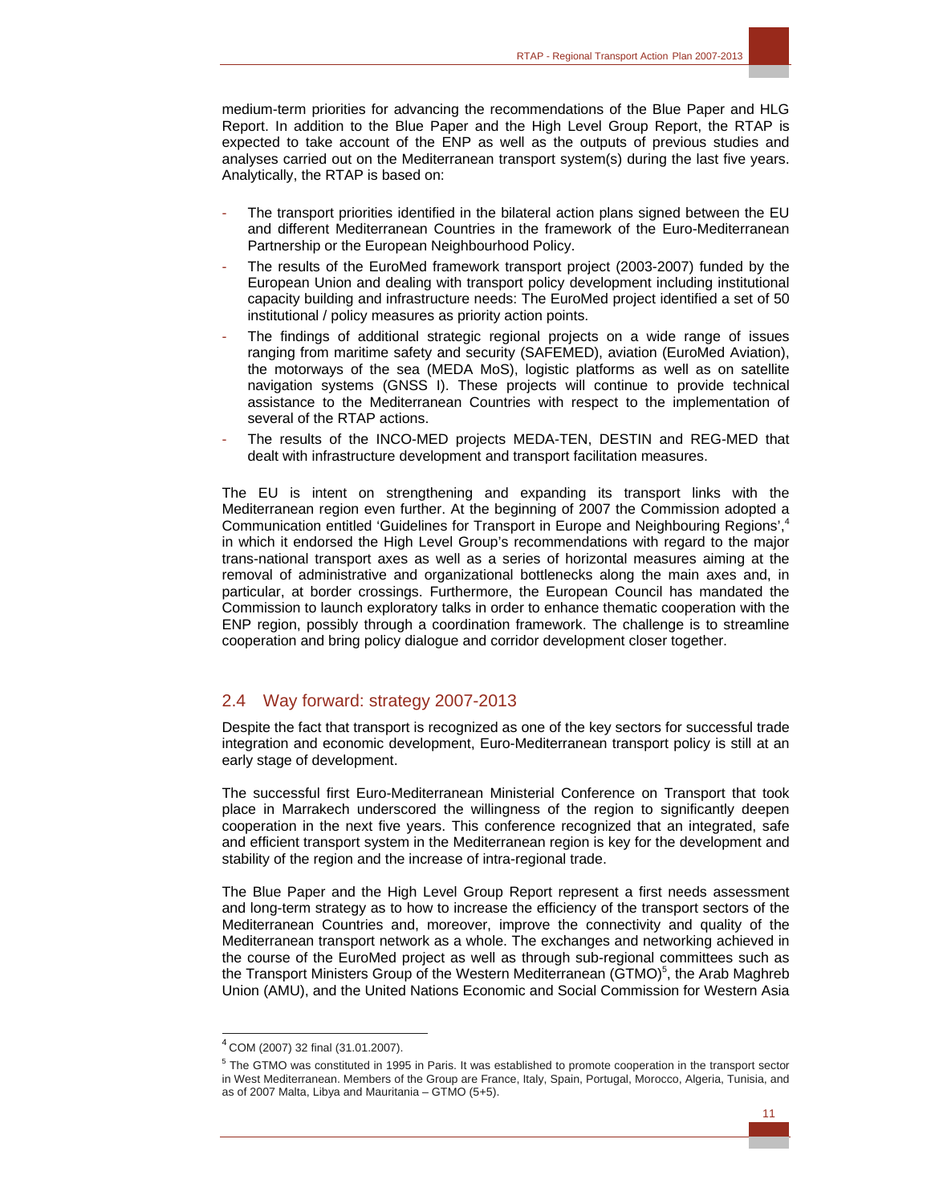medium-term priorities for advancing the recommendations of the Blue Paper and HLG Report. In addition to the Blue Paper and the High Level Group Report, the RTAP is expected to take account of the ENP as well as the outputs of previous studies and analyses carried out on the Mediterranean transport system(s) during the last five years. Analytically, the RTAP is based on:

- The transport priorities identified in the bilateral action plans signed between the EU and different Mediterranean Countries in the framework of the Euro-Mediterranean Partnership or the European Neighbourhood Policy.
- The results of the EuroMed framework transport project (2003-2007) funded by the European Union and dealing with transport policy development including institutional capacity building and infrastructure needs: The EuroMed project identified a set of 50 institutional / policy measures as priority action points.
- The findings of additional strategic regional projects on a wide range of issues ranging from maritime safety and security (SAFEMED), aviation (EuroMed Aviation), the motorways of the sea (MEDA MoS), logistic platforms as well as on satellite navigation systems (GNSS I). These projects will continue to provide technical assistance to the Mediterranean Countries with respect to the implementation of several of the RTAP actions.
- The results of the INCO-MED projects MEDA-TEN, DESTIN and REG-MED that dealt with infrastructure development and transport facilitation measures.

The EU is intent on strengthening and expanding its transport links with the Mediterranean region even further. At the beginning of 2007 the Commission adopted a Communication entitled 'Guidelines for Transport in Europe and Neighbouring Regions',[4] in which it endorsed the High Level Group's recommendations with regard to the major trans-national transport axes as well as a series of horizontal measures aiming at the removal of administrative and organizational bottlenecks along the main axes and, in particular, at border crossings. Furthermore, the European Council has mandated the Commission to launch exploratory talks in order to enhance thematic cooperation with the ENP region, possibly through a coordination framework. The challenge is to streamline cooperation and bring policy dialogue and corridor development closer together.

## 2.4 Way forward: strategy 2007-2013

Despite the fact that transport is recognized as one of the key sectors for successful trade integration and economic development, Euro-Mediterranean transport policy is still at an early stage of development.

The successful first Euro-Mediterranean Ministerial Conference on Transport that took place in Marrakech underscored the willingness of the region to significantly deepen cooperation in the next five years. This conference recognized that an integrated, safe and efficient transport system in the Mediterranean region is key for the development and stability of the region and the increase of intra-regional trade.

The Blue Paper and the High Level Group Report represent a first needs assessment and long-term strategy as to how to increase the efficiency of the transport sectors of the Mediterranean Countries and, moreover, improve the connectivity and quality of the Mediterranean transport network as a whole. The exchanges and networking achieved in the course of the EuroMed project as well as through sub-regional committees such as the Transport Ministers Group of the Western Mediterranean (GTMO)[5], the Arab Maghreb Union (AMU), and the United Nations Economic and Social Commission for Western Asia

---

[4] COM (2007) 32 final (31.01.2007).

[5] The GTMO was constituted in 1995 in Paris. It was established to promote cooperation in the transport sector in West Mediterranean. Members of the Group are France, Italy, Spain, Portugal, Morocco, Algeria, Tunisia, and as of 2007 Malta, Libya and Mauritania – GTMO (5+5).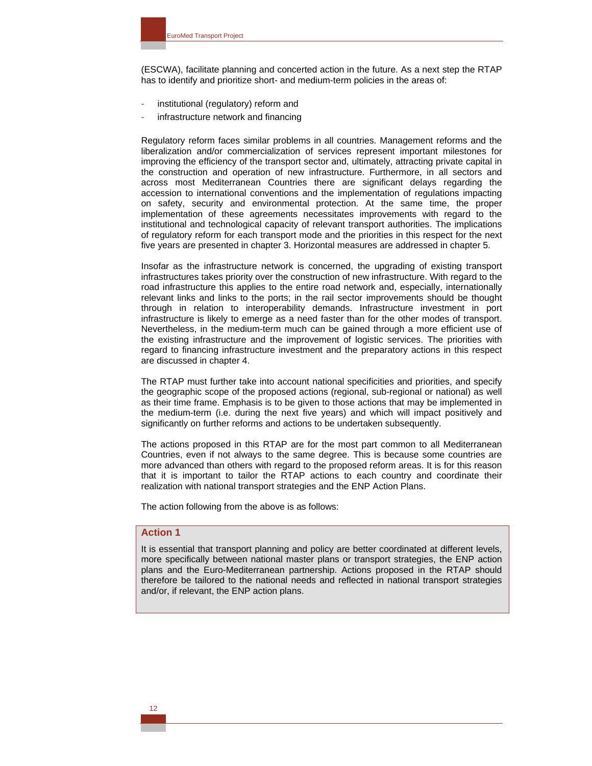(ESCWA), facilitate planning and concerted action in the future. As a next step the RTAP has to identify and prioritize short- and medium-term policies in the areas of:

- institutional (regulatory) reform and
- infrastructure network and financing

Regulatory reform faces similar problems in all countries. Management reforms and the liberalization and/or commercialization of services represent important milestones for improving the efficiency of the transport sector and, ultimately, attracting private capital in the construction and operation of new infrastructure. Furthermore, in all sectors and across most Mediterranean Countries there are significant delays regarding the accession to international conventions and the implementation of regulations impacting on safety, security and environmental protection. At the same time, the proper implementation of these agreements necessitates improvements with regard to the institutional and technological capacity of relevant transport authorities. The implications of regulatory reform for each transport mode and the priorities in this respect for the next five years are presented in chapter 3. Horizontal measures are addressed in chapter 5.

Insofar as the infrastructure network is concerned, the upgrading of existing transport infrastructures takes priority over the construction of new infrastructure. With regard to the road infrastructure this applies to the entire road network and, especially, internationally relevant links and links to the ports; in the rail sector improvements should be thought through in relation to interoperability demands. Infrastructure investment in port infrastructure is likely to emerge as a need faster than for the other modes of transport. Nevertheless, in the medium-term much can be gained through a more efficient use of the existing infrastructure and the improvement of logistic services. The priorities with regard to financing infrastructure investment and the preparatory actions in this respect are discussed in chapter 4.

The RTAP must further take into account national specificities and priorities, and specify the geographic scope of the proposed actions (regional, sub-regional or national) as well as their time frame. Emphasis is to be given to those actions that may be implemented in the medium-term (i.e. during the next five years) and which will impact positively and significantly on further reforms and actions to be undertaken subsequently.

The actions proposed in this RTAP are for the most part common to all Mediterranean Countries, even if not always to the same degree. This is because some countries are more advanced than others with regard to the proposed reform areas. It is for this reason that it is important to tailor the RTAP actions to each country and coordinate their realization with national transport strategies and the ENP Action Plans.

The action following from the above is as follows:

**Action 1**

It is essential that transport planning and policy are better coordinated at different levels, more specifically between national master plans or transport strategies, the ENP action plans and the Euro-Mediterranean partnership. Actions proposed in the RTAP should therefore be tailored to the national needs and reflected in national transport strategies and/or, if relevant, the ENP action plans.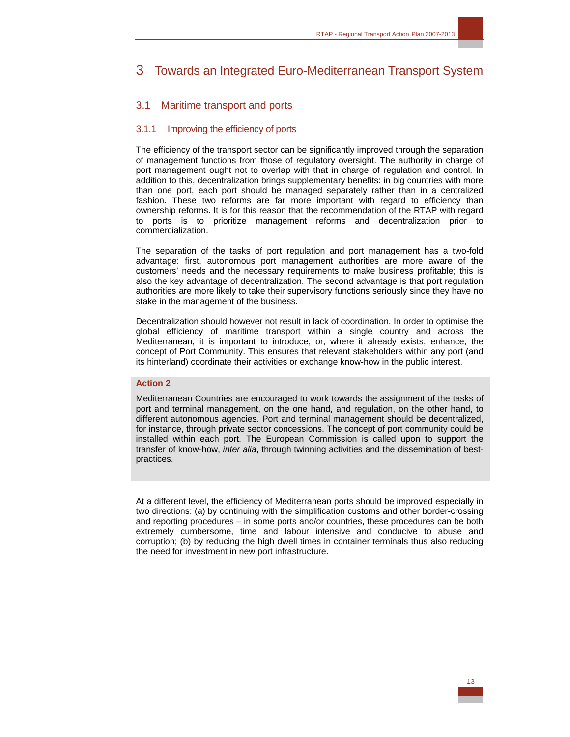# 3 Towards an Integrated Euro-Mediterranean Transport System

## 3.1 Maritime transport and ports

### 3.1.1 Improving the efficiency of ports

The efficiency of the transport sector can be significantly improved through the separation of management functions from those of regulatory oversight. The authority in charge of port management ought not to overlap with that in charge of regulation and control. In addition to this, decentralization brings supplementary benefits: in big countries with more than one port, each port should be managed separately rather than in a centralized fashion. These two reforms are far more important with regard to efficiency than ownership reforms. It is for this reason that the recommendation of the RTAP with regard to ports is to prioritize management reforms and decentralization prior to commercialization.

The separation of the tasks of port regulation and port management has a two-fold advantage: first, autonomous port management authorities are more aware of the customers' needs and the necessary requirements to make business profitable; this is also the key advantage of decentralization. The second advantage is that port regulation authorities are more likely to take their supervisory functions seriously since they have no stake in the management of the business.

Decentralization should however not result in lack of coordination. In order to optimise the global efficiency of maritime transport within a single country and across the Mediterranean, it is important to introduce, or, where it already exists, enhance, the concept of Port Community. This ensures that relevant stakeholders within any port (and its hinterland) coordinate their activities or exchange know-how in the public interest.

> **Action 2**
>
> Mediterranean Countries are encouraged to work towards the assignment of the tasks of port and terminal management, on the one hand, and regulation, on the other hand, to different autonomous agencies. Port and terminal management should be decentralized, for instance, through private sector concessions. The concept of port community could be installed within each port. The European Commission is called upon to support the transfer of know-how, *inter alia*, through twinning activities and the dissemination of best-practices.

At a different level, the efficiency of Mediterranean ports should be improved especially in two directions: (a) by continuing with the simplification customs and other border-crossing and reporting procedures – in some ports and/or countries, these procedures can be both extremely cumbersome, time and labour intensive and conducive to abuse and corruption; (b) by reducing the high dwell times in container terminals thus also reducing the need for investment in new port infrastructure.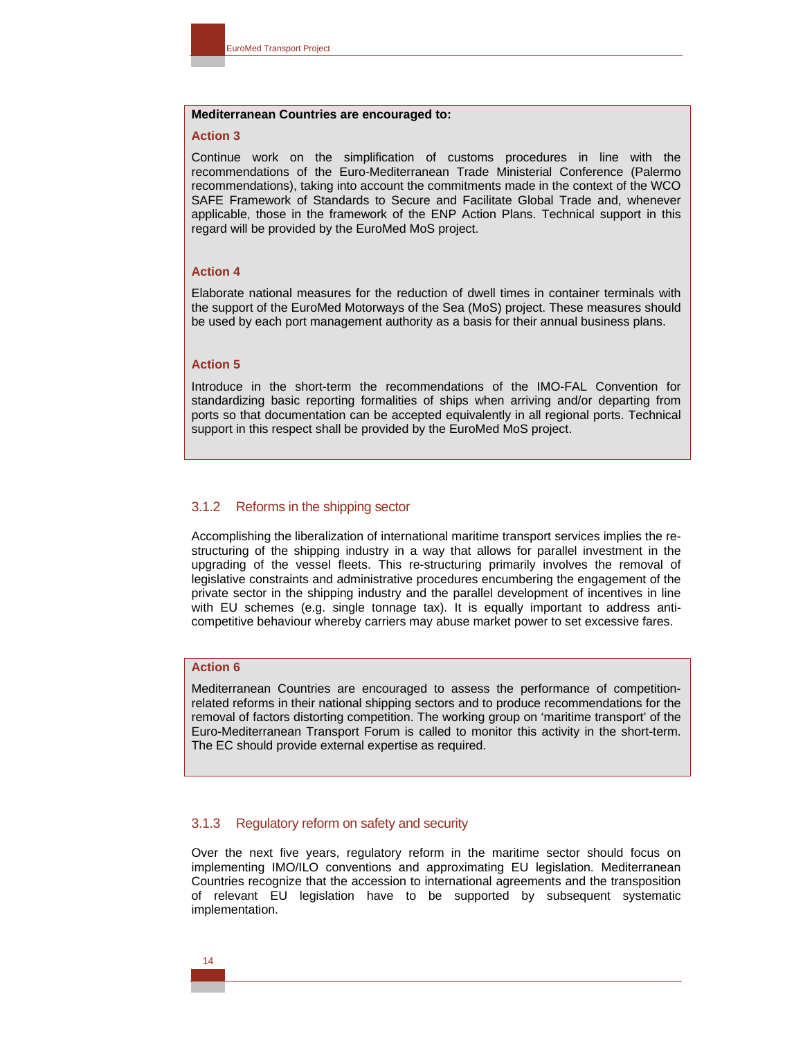**Mediterranean Countries are encouraged to:**

**Action 3**

Continue work on the simplification of customs procedures in line with the recommendations of the Euro-Mediterranean Trade Ministerial Conference (Palermo recommendations), taking into account the commitments made in the context of the WCO SAFE Framework of Standards to Secure and Facilitate Global Trade and, whenever applicable, those in the framework of the ENP Action Plans. Technical support in this regard will be provided by the EuroMed MoS project.

**Action 4**

Elaborate national measures for the reduction of dwell times in container terminals with the support of the EuroMed Motorways of the Sea (MoS) project. These measures should be used by each port management authority as a basis for their annual business plans.

**Action 5**

Introduce in the short-term the recommendations of the IMO-FAL Convention for standardizing basic reporting formalities of ships when arriving and/or departing from ports so that documentation can be accepted equivalently in all regional ports. Technical support in this respect shall be provided by the EuroMed MoS project.

### 3.1.2 Reforms in the shipping sector

Accomplishing the liberalization of international maritime transport services implies the re-structuring of the shipping industry in a way that allows for parallel investment in the upgrading of the vessel fleets. This re-structuring primarily involves the removal of legislative constraints and administrative procedures encumbering the engagement of the private sector in the shipping industry and the parallel development of incentives in line with EU schemes (e.g. single tonnage tax). It is equally important to address anti-competitive behaviour whereby carriers may abuse market power to set excessive fares.

**Action 6**

Mediterranean Countries are encouraged to assess the performance of competition-related reforms in their national shipping sectors and to produce recommendations for the removal of factors distorting competition. The working group on 'maritime transport' of the Euro-Mediterranean Transport Forum is called to monitor this activity in the short-term. The EC should provide external expertise as required.

### 3.1.3 Regulatory reform on safety and security

Over the next five years, regulatory reform in the maritime sector should focus on implementing IMO/ILO conventions and approximating EU legislation. Mediterranean Countries recognize that the accession to international agreements and the transposition of relevant EU legislation have to be supported by subsequent systematic implementation.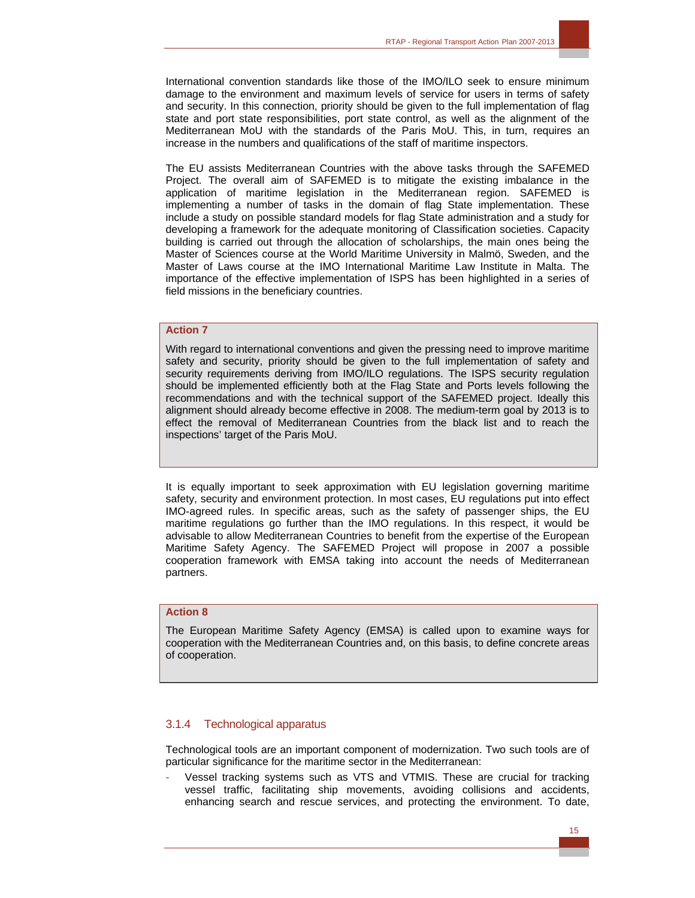International convention standards like those of the IMO/ILO seek to ensure minimum damage to the environment and maximum levels of service for users in terms of safety and security. In this connection, priority should be given to the full implementation of flag state and port state responsibilities, port state control, as well as the alignment of the Mediterranean MoU with the standards of the Paris MoU. This, in turn, requires an increase in the numbers and qualifications of the staff of maritime inspectors.

The EU assists Mediterranean Countries with the above tasks through the SAFEMED Project. The overall aim of SAFEMED is to mitigate the existing imbalance in the application of maritime legislation in the Mediterranean region. SAFEMED is implementing a number of tasks in the domain of flag State implementation. These include a study on possible standard models for flag State administration and a study for developing a framework for the adequate monitoring of Classification societies. Capacity building is carried out through the allocation of scholarships, the main ones being the Master of Sciences course at the World Maritime University in Malmö, Sweden, and the Master of Laws course at the IMO International Maritime Law Institute in Malta. The importance of the effective implementation of ISPS has been highlighted in a series of field missions in the beneficiary countries.

**Action 7**

With regard to international conventions and given the pressing need to improve maritime safety and security, priority should be given to the full implementation of safety and security requirements deriving from IMO/ILO regulations. The ISPS security regulation should be implemented efficiently both at the Flag State and Ports levels following the recommendations and with the technical support of the SAFEMED project. Ideally this alignment should already become effective in 2008. The medium-term goal by 2013 is to effect the removal of Mediterranean Countries from the black list and to reach the inspections' target of the Paris MoU.

It is equally important to seek approximation with EU legislation governing maritime safety, security and environment protection. In most cases, EU regulations put into effect IMO-agreed rules. In specific areas, such as the safety of passenger ships, the EU maritime regulations go further than the IMO regulations. In this respect, it would be advisable to allow Mediterranean Countries to benefit from the expertise of the European Maritime Safety Agency. The SAFEMED Project will propose in 2007 a possible cooperation framework with EMSA taking into account the needs of Mediterranean partners.

**Action 8**

The European Maritime Safety Agency (EMSA) is called upon to examine ways for cooperation with the Mediterranean Countries and, on this basis, to define concrete areas of cooperation.

### 3.1.4 Technological apparatus

Technological tools are an important component of modernization. Two such tools are of particular significance for the maritime sector in the Mediterranean:

- Vessel tracking systems such as VTS and VTMIS. These are crucial for tracking vessel traffic, facilitating ship movements, avoiding collisions and accidents, enhancing search and rescue services, and protecting the environment. To date,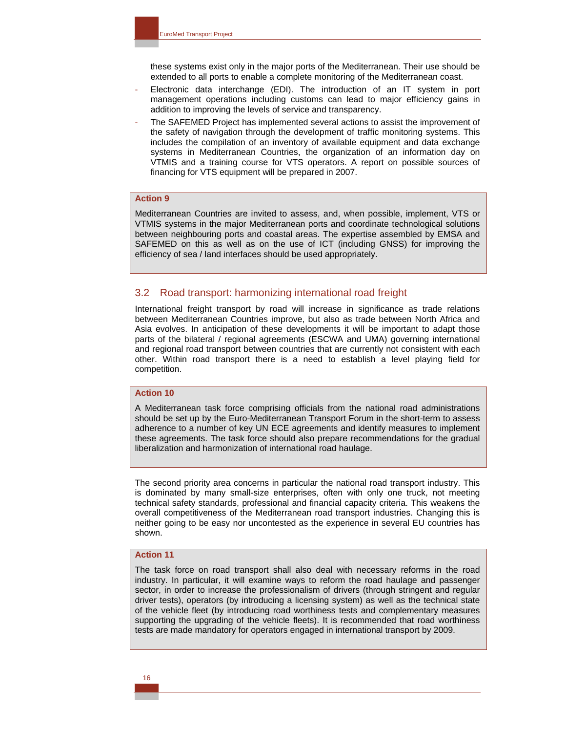these systems exist only in the major ports of the Mediterranean. Their use should be extended to all ports to enable a complete monitoring of the Mediterranean coast.

- Electronic data interchange (EDI). The introduction of an IT system in port management operations including customs can lead to major efficiency gains in addition to improving the levels of service and transparency.
- The SAFEMED Project has implemented several actions to assist the improvement of the safety of navigation through the development of traffic monitoring systems. This includes the compilation of an inventory of available equipment and data exchange systems in Mediterranean Countries, the organization of an information day on VTMIS and a training course for VTS operators. A report on possible sources of financing for VTS equipment will be prepared in 2007.

**Action 9**

Mediterranean Countries are invited to assess, and, when possible, implement, VTS or VTMIS systems in the major Mediterranean ports and coordinate technological solutions between neighbouring ports and coastal areas. The expertise assembled by EMSA and SAFEMED on this as well as on the use of ICT (including GNSS) for improving the efficiency of sea / land interfaces should be used appropriately.

## 3.2 Road transport: harmonizing international road freight

International freight transport by road will increase in significance as trade relations between Mediterranean Countries improve, but also as trade between North Africa and Asia evolves. In anticipation of these developments it will be important to adapt those parts of the bilateral / regional agreements (ESCWA and UMA) governing international and regional road transport between countries that are currently not consistent with each other. Within road transport there is a need to establish a level playing field for competition.

**Action 10**

A Mediterranean task force comprising officials from the national road administrations should be set up by the Euro-Mediterranean Transport Forum in the short-term to assess adherence to a number of key UN ECE agreements and identify measures to implement these agreements. The task force should also prepare recommendations for the gradual liberalization and harmonization of international road haulage.

The second priority area concerns in particular the national road transport industry. This is dominated by many small-size enterprises, often with only one truck, not meeting technical safety standards, professional and financial capacity criteria. This weakens the overall competitiveness of the Mediterranean road transport industries. Changing this is neither going to be easy nor uncontested as the experience in several EU countries has shown.

**Action 11**

The task force on road transport shall also deal with necessary reforms in the road industry. In particular, it will examine ways to reform the road haulage and passenger sector, in order to increase the professionalism of drivers (through stringent and regular driver tests), operators (by introducing a licensing system) as well as the technical state of the vehicle fleet (by introducing road worthiness tests and complementary measures supporting the upgrading of the vehicle fleets). It is recommended that road worthiness tests are made mandatory for operators engaged in international transport by 2009.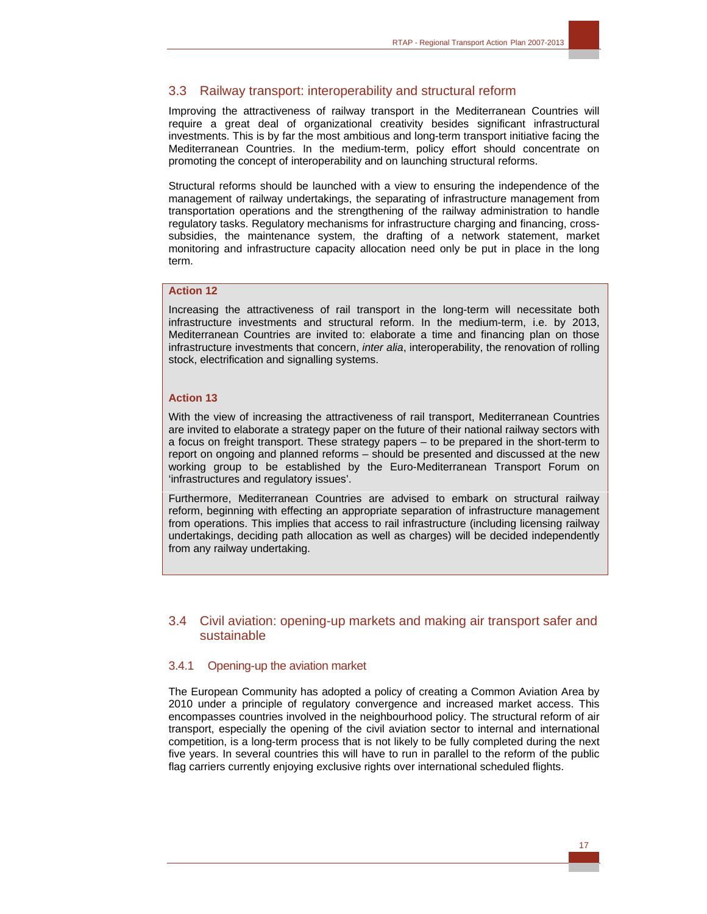## 3.3 Railway transport: interoperability and structural reform

Improving the attractiveness of railway transport in the Mediterranean Countries will require a great deal of organizational creativity besides significant infrastructural investments. This is by far the most ambitious and long-term transport initiative facing the Mediterranean Countries. In the medium-term, policy effort should concentrate on promoting the concept of interoperability and on launching structural reforms.

Structural reforms should be launched with a view to ensuring the independence of the management of railway undertakings, the separating of infrastructure management from transportation operations and the strengthening of the railway administration to handle regulatory tasks. Regulatory mechanisms for infrastructure charging and financing, cross-subsidies, the maintenance system, the drafting of a network statement, market monitoring and infrastructure capacity allocation need only be put in place in the long term.

**Action 12**

Increasing the attractiveness of rail transport in the long-term will necessitate both infrastructure investments and structural reform. In the medium-term, i.e. by 2013, Mediterranean Countries are invited to: elaborate a time and financing plan on those infrastructure investments that concern, *inter alia*, interoperability, the renovation of rolling stock, electrification and signalling systems.

**Action 13**

With the view of increasing the attractiveness of rail transport, Mediterranean Countries are invited to elaborate a strategy paper on the future of their national railway sectors with a focus on freight transport. These strategy papers – to be prepared in the short-term to report on ongoing and planned reforms – should be presented and discussed at the new working group to be established by the Euro-Mediterranean Transport Forum on 'infrastructures and regulatory issues'.

Furthermore, Mediterranean Countries are advised to embark on structural railway reform, beginning with effecting an appropriate separation of infrastructure management from operations. This implies that access to rail infrastructure (including licensing railway undertakings, deciding path allocation as well as charges) will be decided independently from any railway undertaking.

## 3.4 Civil aviation: opening-up markets and making air transport safer and sustainable

### 3.4.1 Opening-up the aviation market

The European Community has adopted a policy of creating a Common Aviation Area by 2010 under a principle of regulatory convergence and increased market access. This encompasses countries involved in the neighbourhood policy. The structural reform of air transport, especially the opening of the civil aviation sector to internal and international competition, is a long-term process that is not likely to be fully completed during the next five years. In several countries this will have to run in parallel to the reform of the public flag carriers currently enjoying exclusive rights over international scheduled flights.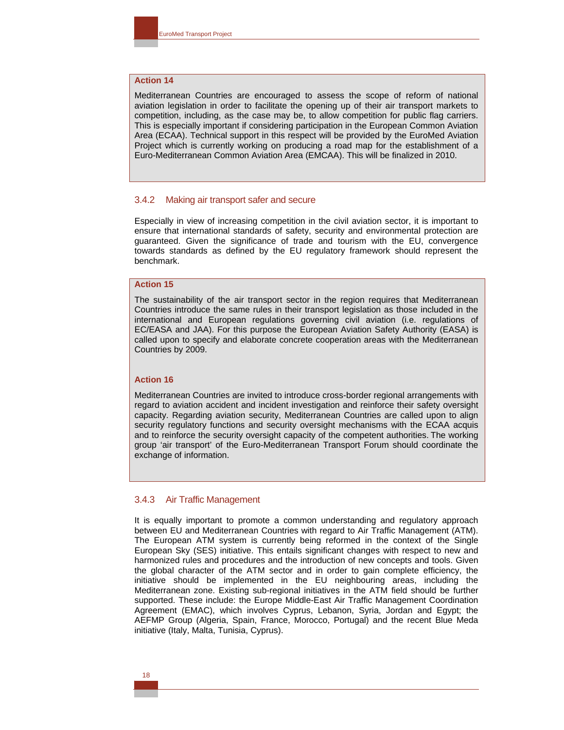**Action 14**

Mediterranean Countries are encouraged to assess the scope of reform of national aviation legislation in order to facilitate the opening up of their air transport markets to competition, including, as the case may be, to allow competition for public flag carriers. This is especially important if considering participation in the European Common Aviation Area (ECAA). Technical support in this respect will be provided by the EuroMed Aviation Project which is currently working on producing a road map for the establishment of a Euro-Mediterranean Common Aviation Area (EMCAA). This will be finalized in 2010.

### 3.4.2 Making air transport safer and secure

Especially in view of increasing competition in the civil aviation sector, it is important to ensure that international standards of safety, security and environmental protection are guaranteed. Given the significance of trade and tourism with the EU, convergence towards standards as defined by the EU regulatory framework should represent the benchmark.

**Action 15**

The sustainability of the air transport sector in the region requires that Mediterranean Countries introduce the same rules in their transport legislation as those included in the international and European regulations governing civil aviation (i.e. regulations of EC/EASA and JAA). For this purpose the European Aviation Safety Authority (EASA) is called upon to specify and elaborate concrete cooperation areas with the Mediterranean Countries by 2009.

**Action 16**

Mediterranean Countries are invited to introduce cross-border regional arrangements with regard to aviation accident and incident investigation and reinforce their safety oversight capacity. Regarding aviation security, Mediterranean Countries are called upon to align security regulatory functions and security oversight mechanisms with the ECAA acquis and to reinforce the security oversight capacity of the competent authorities. The working group 'air transport' of the Euro-Mediterranean Transport Forum should coordinate the exchange of information.

### 3.4.3 Air Traffic Management

It is equally important to promote a common understanding and regulatory approach between EU and Mediterranean Countries with regard to Air Traffic Management (ATM). The European ATM system is currently being reformed in the context of the Single European Sky (SES) initiative. This entails significant changes with respect to new and harmonized rules and procedures and the introduction of new concepts and tools. Given the global character of the ATM sector and in order to gain complete efficiency, the initiative should be implemented in the EU neighbouring areas, including the Mediterranean zone. Existing sub-regional initiatives in the ATM field should be further supported. These include: the Europe Middle-East Air Traffic Management Coordination Agreement (EMAC), which involves Cyprus, Lebanon, Syria, Jordan and Egypt; the AEFMP Group (Algeria, Spain, France, Morocco, Portugal) and the recent Blue Meda initiative (Italy, Malta, Tunisia, Cyprus).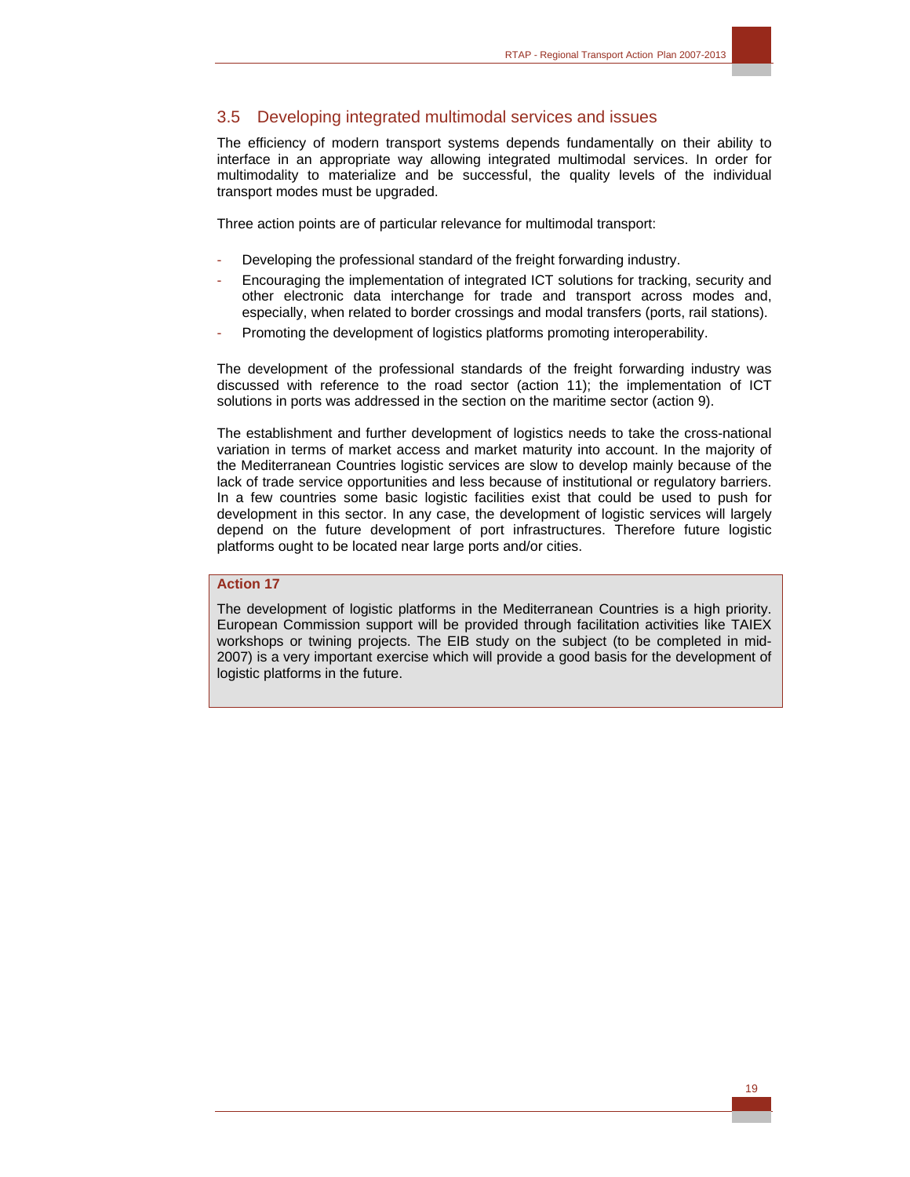## 3.5 Developing integrated multimodal services and issues

The efficiency of modern transport systems depends fundamentally on their ability to interface in an appropriate way allowing integrated multimodal services. In order for multimodality to materialize and be successful, the quality levels of the individual transport modes must be upgraded.

Three action points are of particular relevance for multimodal transport:

- Developing the professional standard of the freight forwarding industry.
- Encouraging the implementation of integrated ICT solutions for tracking, security and other electronic data interchange for trade and transport across modes and, especially, when related to border crossings and modal transfers (ports, rail stations).
- Promoting the development of logistics platforms promoting interoperability.

The development of the professional standards of the freight forwarding industry was discussed with reference to the road sector (action 11); the implementation of ICT solutions in ports was addressed in the section on the maritime sector (action 9).

The establishment and further development of logistics needs to take the cross-national variation in terms of market access and market maturity into account. In the majority of the Mediterranean Countries logistic services are slow to develop mainly because of the lack of trade service opportunities and less because of institutional or regulatory barriers. In a few countries some basic logistic facilities exist that could be used to push for development in this sector. In any case, the development of logistic services will largely depend on the future development of port infrastructures. Therefore future logistic platforms ought to be located near large ports and/or cities.

**Action 17**

The development of logistic platforms in the Mediterranean Countries is a high priority. European Commission support will be provided through facilitation activities like TAIEX workshops or twining projects. The EIB study on the subject (to be completed in mid-2007) is a very important exercise which will provide a good basis for the development of logistic platforms in the future.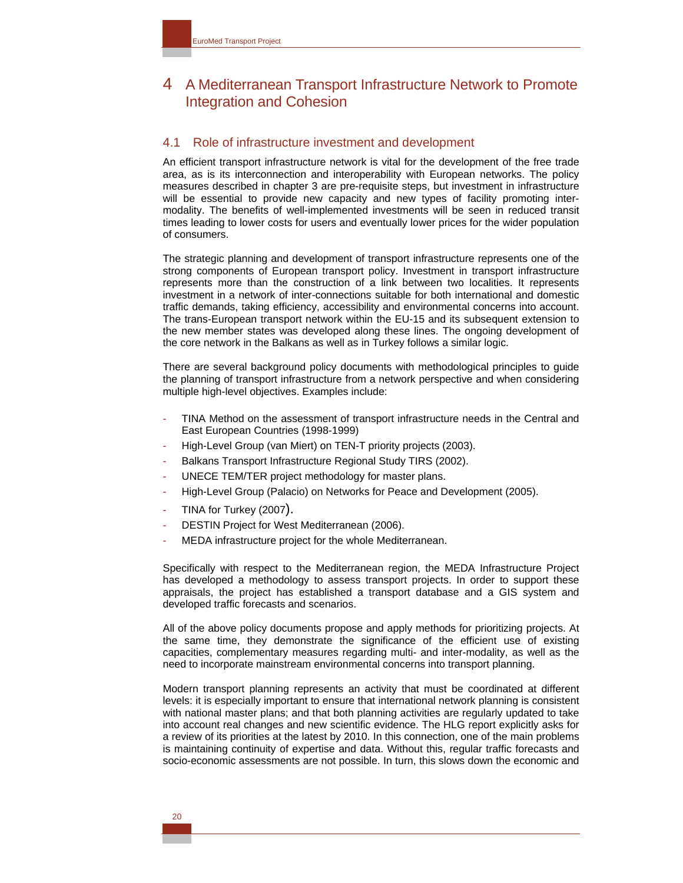# 4 A Mediterranean Transport Infrastructure Network to Promote Integration and Cohesion

## 4.1 Role of infrastructure investment and development

An efficient transport infrastructure network is vital for the development of the free trade area, as is its interconnection and interoperability with European networks. The policy measures described in chapter 3 are pre-requisite steps, but investment in infrastructure will be essential to provide new capacity and new types of facility promoting inter-modality. The benefits of well-implemented investments will be seen in reduced transit times leading to lower costs for users and eventually lower prices for the wider population of consumers.

The strategic planning and development of transport infrastructure represents one of the strong components of European transport policy. Investment in transport infrastructure represents more than the construction of a link between two localities. It represents investment in a network of inter-connections suitable for both international and domestic traffic demands, taking efficiency, accessibility and environmental concerns into account. The trans-European transport network within the EU-15 and its subsequent extension to the new member states was developed along these lines. The ongoing development of the core network in the Balkans as well as in Turkey follows a similar logic.

There are several background policy documents with methodological principles to guide the planning of transport infrastructure from a network perspective and when considering multiple high-level objectives. Examples include:

- TINA Method on the assessment of transport infrastructure needs in the Central and East European Countries (1998-1999)
- High-Level Group (van Miert) on TEN-T priority projects (2003).
- Balkans Transport Infrastructure Regional Study TIRS (2002).
- UNECE TEM/TER project methodology for master plans.
- High-Level Group (Palacio) on Networks for Peace and Development (2005).
- TINA for Turkey (2007).
- DESTIN Project for West Mediterranean (2006).
- MEDA infrastructure project for the whole Mediterranean.

Specifically with respect to the Mediterranean region, the MEDA Infrastructure Project has developed a methodology to assess transport projects. In order to support these appraisals, the project has established a transport database and a GIS system and developed traffic forecasts and scenarios.

All of the above policy documents propose and apply methods for prioritizing projects. At the same time, they demonstrate the significance of the efficient use of existing capacities, complementary measures regarding multi- and inter-modality, as well as the need to incorporate mainstream environmental concerns into transport planning.

Modern transport planning represents an activity that must be coordinated at different levels: it is especially important to ensure that international network planning is consistent with national master plans; and that both planning activities are regularly updated to take into account real changes and new scientific evidence. The HLG report explicitly asks for a review of its priorities at the latest by 2010. In this connection, one of the main problems is maintaining continuity of expertise and data. Without this, regular traffic forecasts and socio-economic assessments are not possible. In turn, this slows down the economic and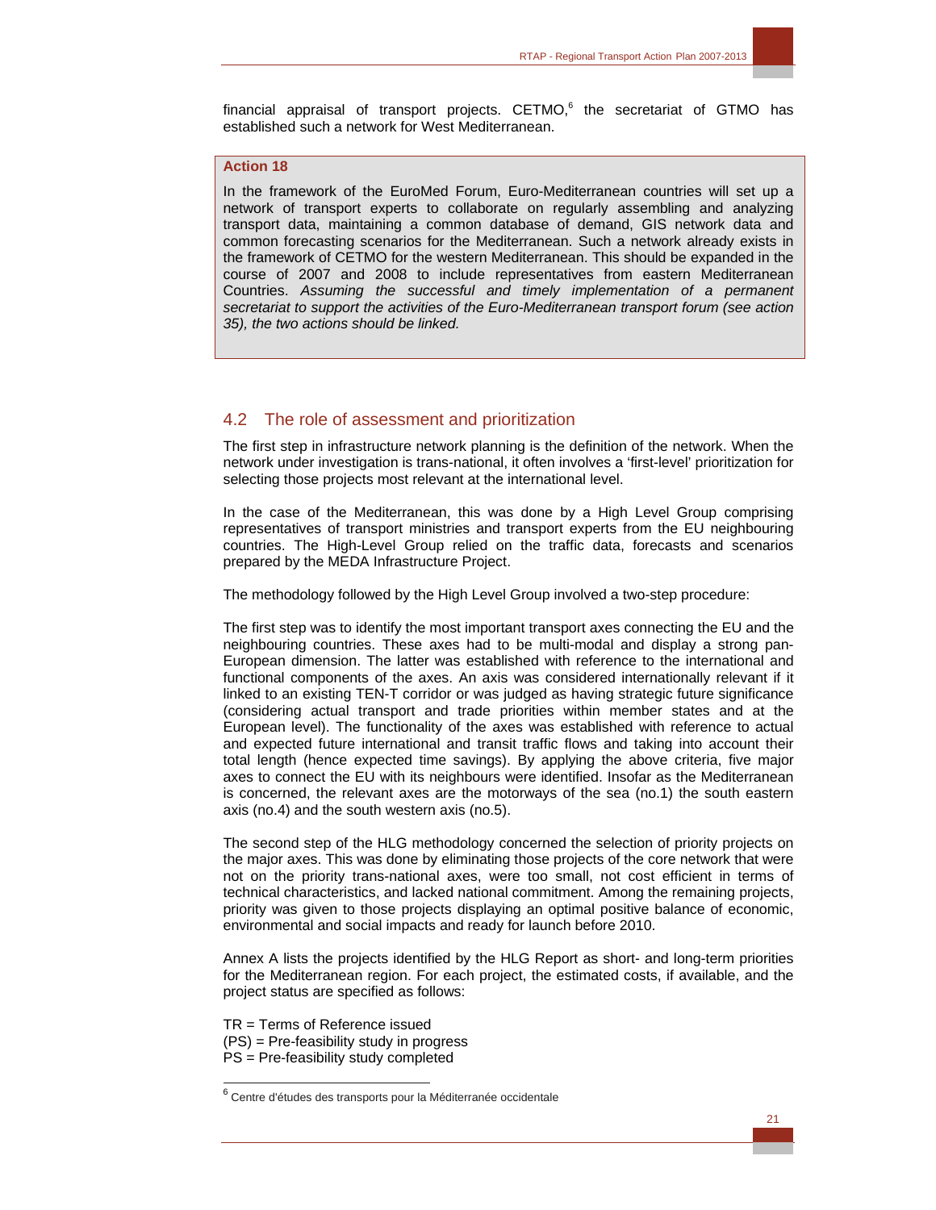financial appraisal of transport projects. CETMO,[6] the secretariat of GTMO has established such a network for West Mediterranean.

**Action 18**

In the framework of the EuroMed Forum, Euro-Mediterranean countries will set up a network of transport experts to collaborate on regularly assembling and analyzing transport data, maintaining a common database of demand, GIS network data and common forecasting scenarios for the Mediterranean. Such a network already exists in the framework of CETMO for the western Mediterranean. This should be expanded in the course of 2007 and 2008 to include representatives from eastern Mediterranean Countries. *Assuming the successful and timely implementation of a permanent secretariat to support the activities of the Euro-Mediterranean transport forum (see action 35), the two actions should be linked.*

## 4.2 The role of assessment and prioritization

The first step in infrastructure network planning is the definition of the network. When the network under investigation is trans-national, it often involves a 'first-level' prioritization for selecting those projects most relevant at the international level.

In the case of the Mediterranean, this was done by a High Level Group comprising representatives of transport ministries and transport experts from the EU neighbouring countries. The High-Level Group relied on the traffic data, forecasts and scenarios prepared by the MEDA Infrastructure Project.

The methodology followed by the High Level Group involved a two-step procedure:

The first step was to identify the most important transport axes connecting the EU and the neighbouring countries. These axes had to be multi-modal and display a strong pan-European dimension. The latter was established with reference to the international and functional components of the axes. An axis was considered internationally relevant if it linked to an existing TEN-T corridor or was judged as having strategic future significance (considering actual transport and trade priorities within member states and at the European level). The functionality of the axes was established with reference to actual and expected future international and transit traffic flows and taking into account their total length (hence expected time savings). By applying the above criteria, five major axes to connect the EU with its neighbours were identified. Insofar as the Mediterranean is concerned, the relevant axes are the motorways of the sea (no.1) the south eastern axis (no.4) and the south western axis (no.5).

The second step of the HLG methodology concerned the selection of priority projects on the major axes. This was done by eliminating those projects of the core network that were not on the priority trans-national axes, were too small, not cost efficient in terms of technical characteristics, and lacked national commitment. Among the remaining projects, priority was given to those projects displaying an optimal positive balance of economic, environmental and social impacts and ready for launch before 2010.

Annex A lists the projects identified by the HLG Report as short- and long-term priorities for the Mediterranean region. For each project, the estimated costs, if available, and the project status are specified as follows:

TR = Terms of Reference issued
(PS) = Pre-feasibility study in progress
PS = Pre-feasibility study completed

---

[6] Centre d'études des transports pour la Méditerranée occidentale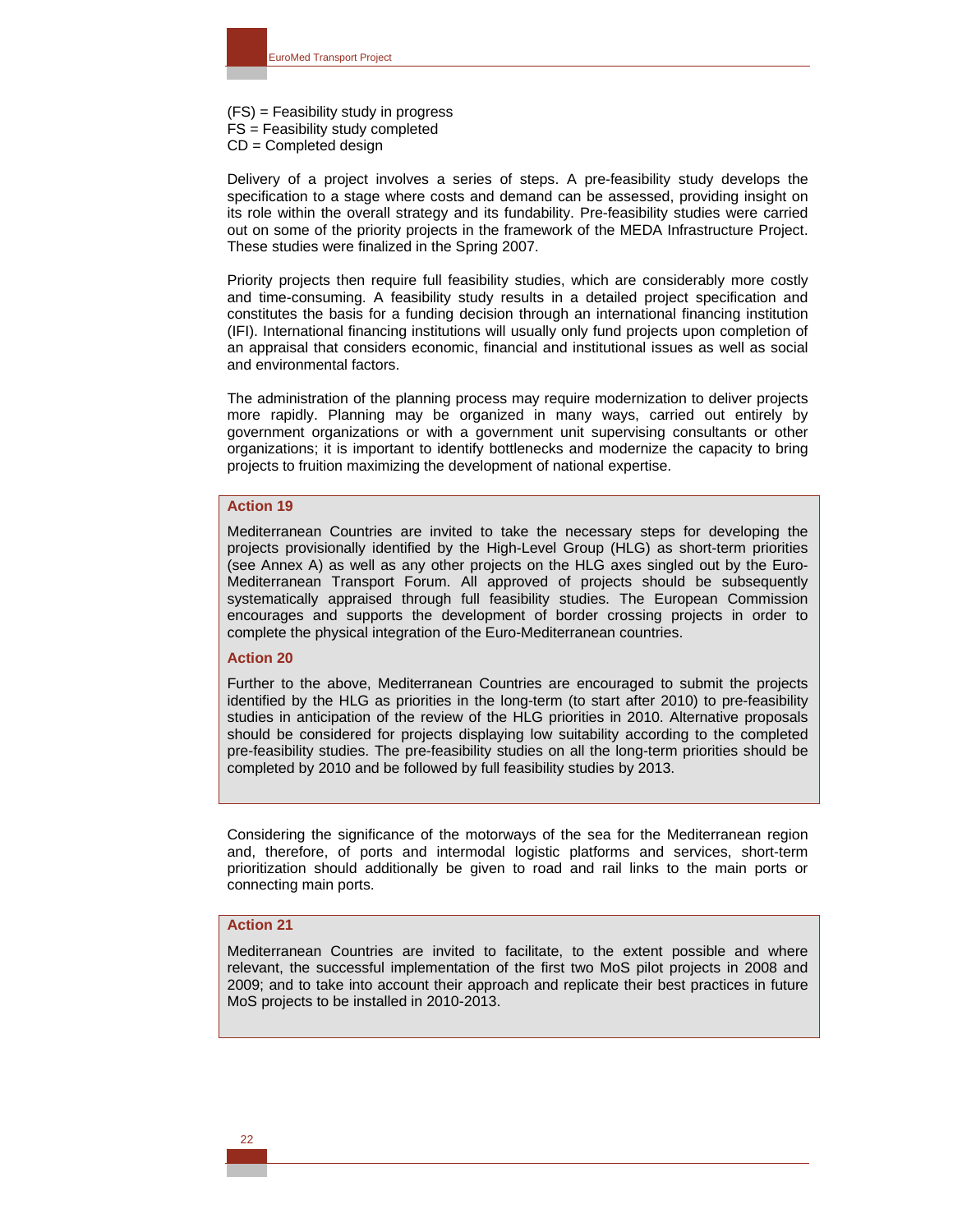(FS) = Feasibility study in progress
FS = Feasibility study completed
CD = Completed design

Delivery of a project involves a series of steps. A pre-feasibility study develops the specification to a stage where costs and demand can be assessed, providing insight on its role within the overall strategy and its fundability. Pre-feasibility studies were carried out on some of the priority projects in the framework of the MEDA Infrastructure Project. These studies were finalized in the Spring 2007.

Priority projects then require full feasibility studies, which are considerably more costly and time-consuming. A feasibility study results in a detailed project specification and constitutes the basis for a funding decision through an international financing institution (IFI). International financing institutions will usually only fund projects upon completion of an appraisal that considers economic, financial and institutional issues as well as social and environmental factors.

The administration of the planning process may require modernization to deliver projects more rapidly. Planning may be organized in many ways, carried out entirely by government organizations or with a government unit supervising consultants or other organizations; it is important to identify bottlenecks and modernize the capacity to bring projects to fruition maximizing the development of national expertise.

**Action 19**

Mediterranean Countries are invited to take the necessary steps for developing the projects provisionally identified by the High-Level Group (HLG) as short-term priorities (see Annex A) as well as any other projects on the HLG axes singled out by the Euro-Mediterranean Transport Forum. All approved of projects should be subsequently systematically appraised through full feasibility studies. The European Commission encourages and supports the development of border crossing projects in order to complete the physical integration of the Euro-Mediterranean countries.

**Action 20**

Further to the above, Mediterranean Countries are encouraged to submit the projects identified by the HLG as priorities in the long-term (to start after 2010) to pre-feasibility studies in anticipation of the review of the HLG priorities in 2010. Alternative proposals should be considered for projects displaying low suitability according to the completed pre-feasibility studies. The pre-feasibility studies on all the long-term priorities should be completed by 2010 and be followed by full feasibility studies by 2013.

Considering the significance of the motorways of the sea for the Mediterranean region and, therefore, of ports and intermodal logistic platforms and services, short-term prioritization should additionally be given to road and rail links to the main ports or connecting main ports.

**Action 21**

Mediterranean Countries are invited to facilitate, to the extent possible and where relevant, the successful implementation of the first two MoS pilot projects in 2008 and 2009; and to take into account their approach and replicate their best practices in future MoS projects to be installed in 2010-2013.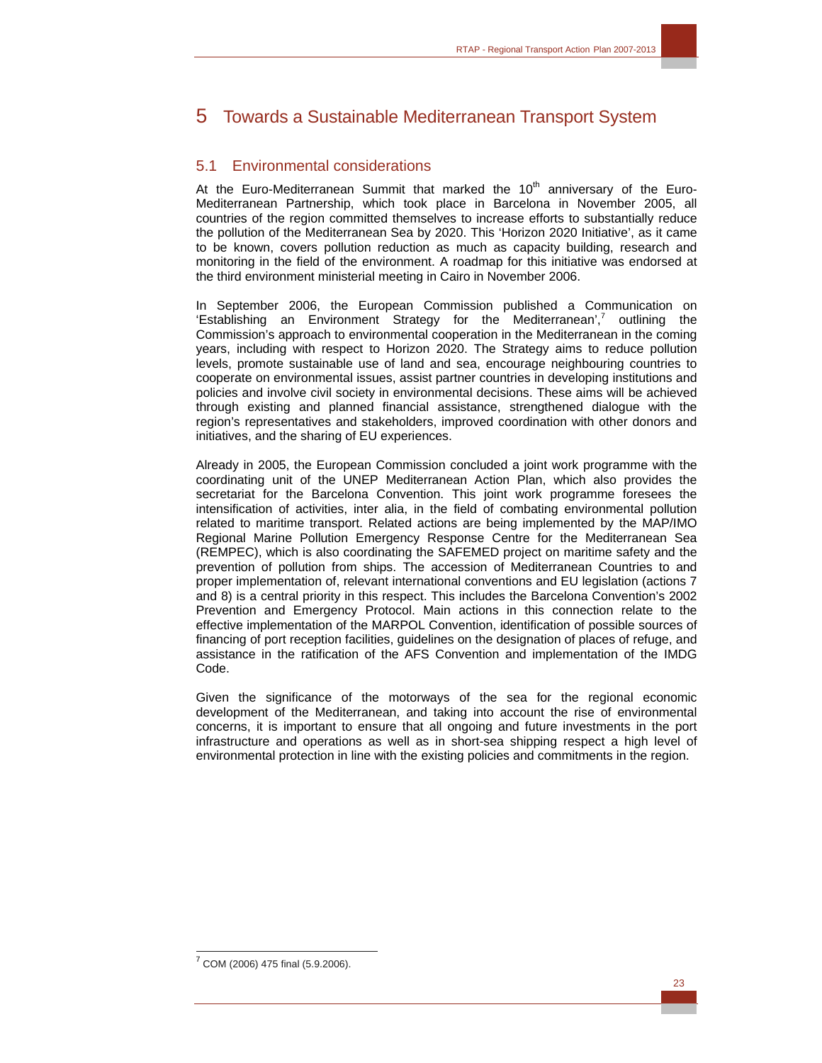# 5 Towards a Sustainable Mediterranean Transport System

## 5.1 Environmental considerations

At the Euro-Mediterranean Summit that marked the 10th anniversary of the Euro-Mediterranean Partnership, which took place in Barcelona in November 2005, all countries of the region committed themselves to increase efforts to substantially reduce the pollution of the Mediterranean Sea by 2020. This 'Horizon 2020 Initiative', as it came to be known, covers pollution reduction as much as capacity building, research and monitoring in the field of the environment. A roadmap for this initiative was endorsed at the third environment ministerial meeting in Cairo in November 2006.

In September 2006, the European Commission published a Communication on 'Establishing an Environment Strategy for the Mediterranean',[7] outlining the Commission's approach to environmental cooperation in the Mediterranean in the coming years, including with respect to Horizon 2020. The Strategy aims to reduce pollution levels, promote sustainable use of land and sea, encourage neighbouring countries to cooperate on environmental issues, assist partner countries in developing institutions and policies and involve civil society in environmental decisions. These aims will be achieved through existing and planned financial assistance, strengthened dialogue with the region's representatives and stakeholders, improved coordination with other donors and initiatives, and the sharing of EU experiences.

Already in 2005, the European Commission concluded a joint work programme with the coordinating unit of the UNEP Mediterranean Action Plan, which also provides the secretariat for the Barcelona Convention. This joint work programme foresees the intensification of activities, inter alia, in the field of combating environmental pollution related to maritime transport. Related actions are being implemented by the MAP/IMO Regional Marine Pollution Emergency Response Centre for the Mediterranean Sea (REMPEC), which is also coordinating the SAFEMED project on maritime safety and the prevention of pollution from ships. The accession of Mediterranean Countries to and proper implementation of, relevant international conventions and EU legislation (actions 7 and 8) is a central priority in this respect. This includes the Barcelona Convention's 2002 Prevention and Emergency Protocol. Main actions in this connection relate to the effective implementation of the MARPOL Convention, identification of possible sources of financing of port reception facilities, guidelines on the designation of places of refuge, and assistance in the ratification of the AFS Convention and implementation of the IMDG Code.

Given the significance of the motorways of the sea for the regional economic development of the Mediterranean, and taking into account the rise of environmental concerns, it is important to ensure that all ongoing and future investments in the port infrastructure and operations as well as in short-sea shipping respect a high level of environmental protection in line with the existing policies and commitments in the region.

---

[7] COM (2006) 475 final (5.9.2006).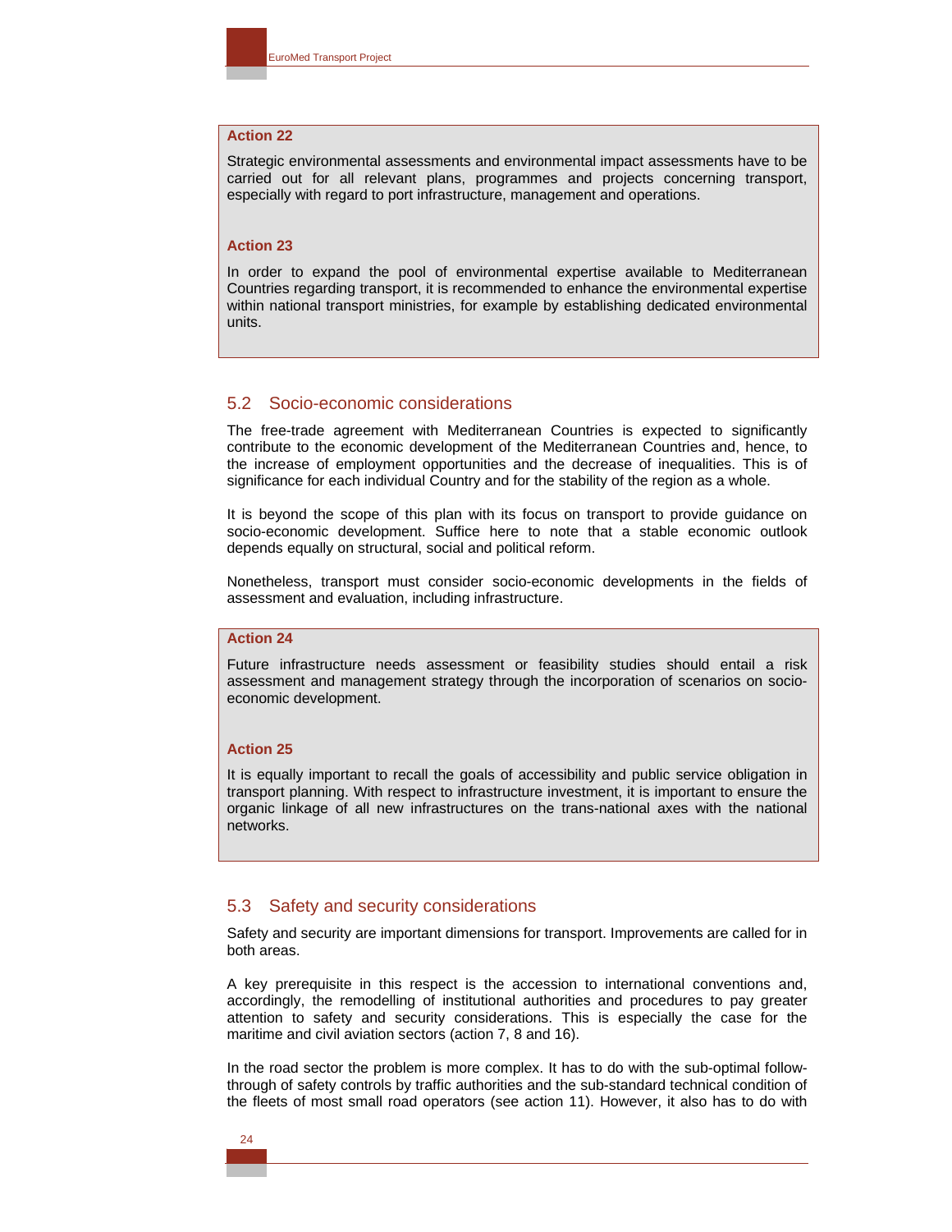**Action 22**

Strategic environmental assessments and environmental impact assessments have to be carried out for all relevant plans, programmes and projects concerning transport, especially with regard to port infrastructure, management and operations.

**Action 23**

In order to expand the pool of environmental expertise available to Mediterranean Countries regarding transport, it is recommended to enhance the environmental expertise within national transport ministries, for example by establishing dedicated environmental units.

## 5.2 Socio-economic considerations

The free-trade agreement with Mediterranean Countries is expected to significantly contribute to the economic development of the Mediterranean Countries and, hence, to the increase of employment opportunities and the decrease of inequalities. This is of significance for each individual Country and for the stability of the region as a whole.

It is beyond the scope of this plan with its focus on transport to provide guidance on socio-economic development. Suffice here to note that a stable economic outlook depends equally on structural, social and political reform.

Nonetheless, transport must consider socio-economic developments in the fields of assessment and evaluation, including infrastructure.

**Action 24**

Future infrastructure needs assessment or feasibility studies should entail a risk assessment and management strategy through the incorporation of scenarios on socio-economic development.

**Action 25**

It is equally important to recall the goals of accessibility and public service obligation in transport planning. With respect to infrastructure investment, it is important to ensure the organic linkage of all new infrastructures on the trans-national axes with the national networks.

## 5.3 Safety and security considerations

Safety and security are important dimensions for transport. Improvements are called for in both areas.

A key prerequisite in this respect is the accession to international conventions and, accordingly, the remodelling of institutional authorities and procedures to pay greater attention to safety and security considerations. This is especially the case for the maritime and civil aviation sectors (action 7, 8 and 16).

In the road sector the problem is more complex. It has to do with the sub-optimal follow-through of safety controls by traffic authorities and the sub-standard technical condition of the fleets of most small road operators (see action 11). However, it also has to do with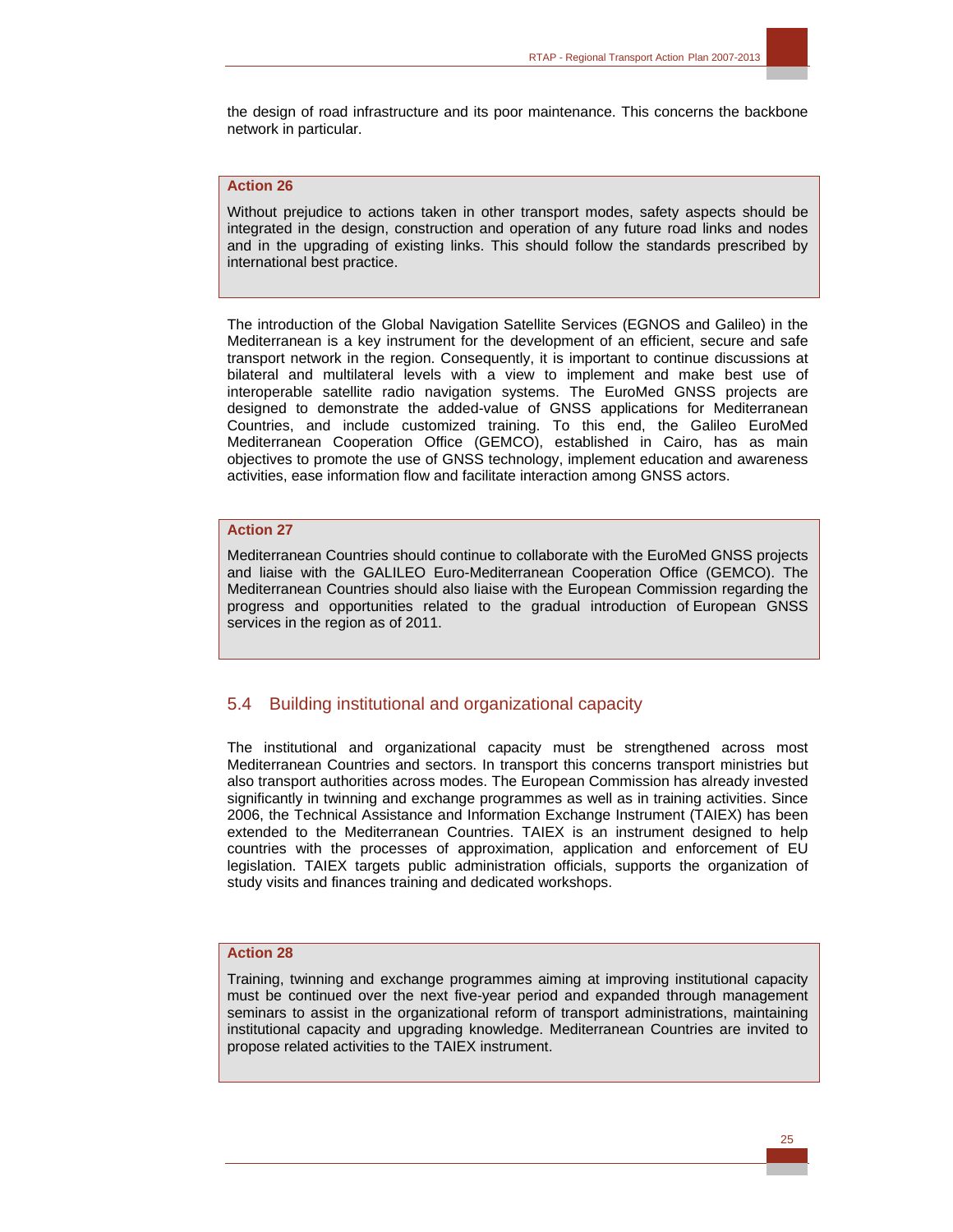the design of road infrastructure and its poor maintenance. This concerns the backbone network in particular.

**Action 26**

Without prejudice to actions taken in other transport modes, safety aspects should be integrated in the design, construction and operation of any future road links and nodes and in the upgrading of existing links. This should follow the standards prescribed by international best practice.

The introduction of the Global Navigation Satellite Services (EGNOS and Galileo) in the Mediterranean is a key instrument for the development of an efficient, secure and safe transport network in the region. Consequently, it is important to continue discussions at bilateral and multilateral levels with a view to implement and make best use of interoperable satellite radio navigation systems. The EuroMed GNSS projects are designed to demonstrate the added-value of GNSS applications for Mediterranean Countries, and include customized training. To this end, the Galileo EuroMed Mediterranean Cooperation Office (GEMCO), established in Cairo, has as main objectives to promote the use of GNSS technology, implement education and awareness activities, ease information flow and facilitate interaction among GNSS actors.

**Action 27**

Mediterranean Countries should continue to collaborate with the EuroMed GNSS projects and liaise with the GALILEO Euro-Mediterranean Cooperation Office (GEMCO). The Mediterranean Countries should also liaise with the European Commission regarding the progress and opportunities related to the gradual introduction of European GNSS services in the region as of 2011.

## 5.4 Building institutional and organizational capacity

The institutional and organizational capacity must be strengthened across most Mediterranean Countries and sectors. In transport this concerns transport ministries but also transport authorities across modes. The European Commission has already invested significantly in twinning and exchange programmes as well as in training activities. Since 2006, the Technical Assistance and Information Exchange Instrument (TAIEX) has been extended to the Mediterranean Countries. TAIEX is an instrument designed to help countries with the processes of approximation, application and enforcement of EU legislation. TAIEX targets public administration officials, supports the organization of study visits and finances training and dedicated workshops.

**Action 28**

Training, twinning and exchange programmes aiming at improving institutional capacity must be continued over the next five-year period and expanded through management seminars to assist in the organizational reform of transport administrations, maintaining institutional capacity and upgrading knowledge. Mediterranean Countries are invited to propose related activities to the TAIEX instrument.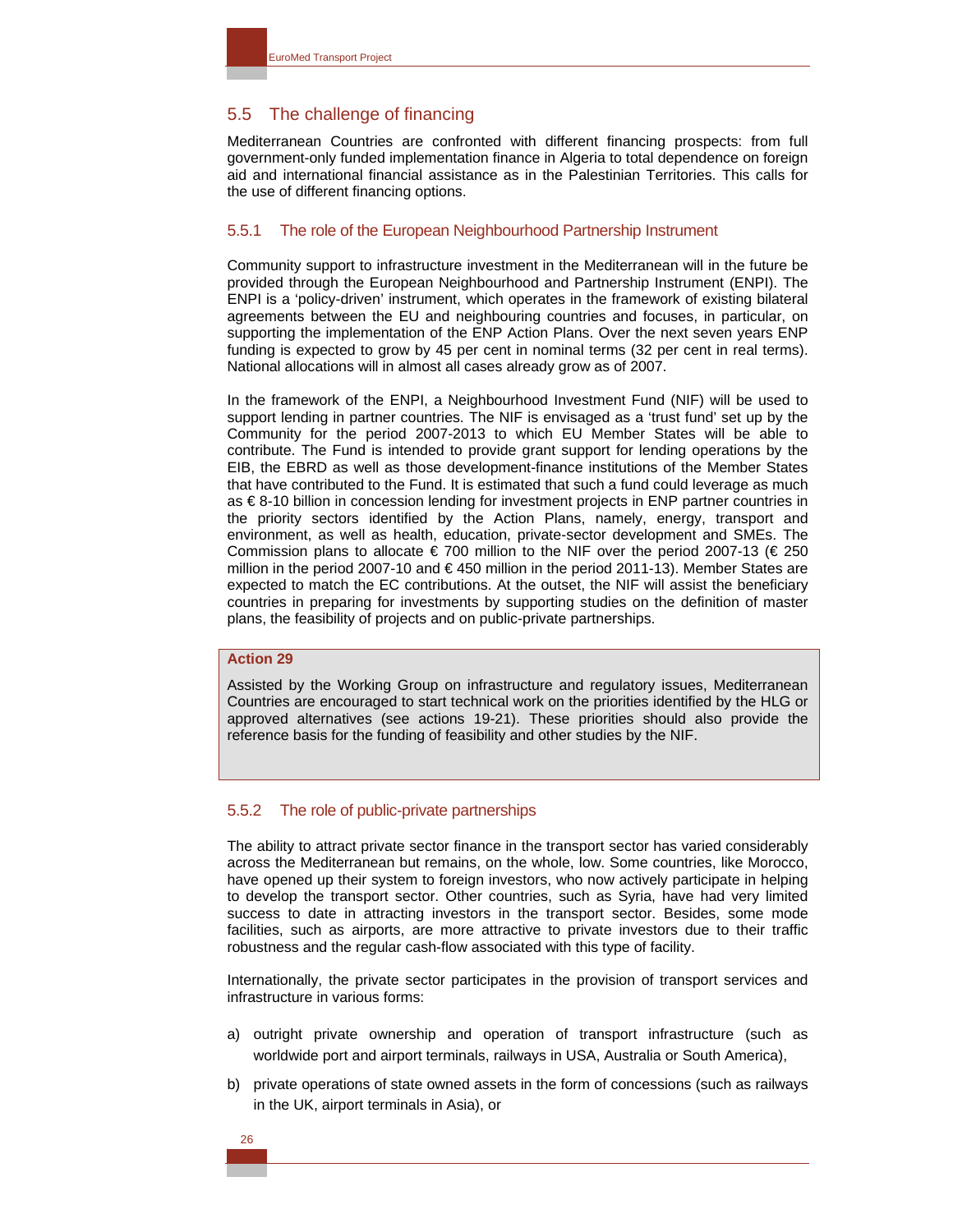## 5.5 The challenge of financing

Mediterranean Countries are confronted with different financing prospects: from full government-only funded implementation finance in Algeria to total dependence on foreign aid and international financial assistance as in the Palestinian Territories. This calls for the use of different financing options.

### 5.5.1 The role of the European Neighbourhood Partnership Instrument

Community support to infrastructure investment in the Mediterranean will in the future be provided through the European Neighbourhood and Partnership Instrument (ENPI). The ENPI is a 'policy-driven' instrument, which operates in the framework of existing bilateral agreements between the EU and neighbouring countries and focuses, in particular, on supporting the implementation of the ENP Action Plans. Over the next seven years ENP funding is expected to grow by 45 per cent in nominal terms (32 per cent in real terms). National allocations will in almost all cases already grow as of 2007.

In the framework of the ENPI, a Neighbourhood Investment Fund (NIF) will be used to support lending in partner countries. The NIF is envisaged as a 'trust fund' set up by the Community for the period 2007-2013 to which EU Member States will be able to contribute. The Fund is intended to provide grant support for lending operations by the EIB, the EBRD as well as those development-finance institutions of the Member States that have contributed to the Fund. It is estimated that such a fund could leverage as much as € 8-10 billion in concession lending for investment projects in ENP partner countries in the priority sectors identified by the Action Plans, namely, energy, transport and environment, as well as health, education, private-sector development and SMEs. The Commission plans to allocate € 700 million to the NIF over the period 2007-13 (€ 250 million in the period 2007-10 and € 450 million in the period 2011-13). Member States are expected to match the EC contributions. At the outset, the NIF will assist the beneficiary countries in preparing for investments by supporting studies on the definition of master plans, the feasibility of projects and on public-private partnerships.

**Action 29**

Assisted by the Working Group on infrastructure and regulatory issues, Mediterranean Countries are encouraged to start technical work on the priorities identified by the HLG or approved alternatives (see actions 19-21). These priorities should also provide the reference basis for the funding of feasibility and other studies by the NIF.

### 5.5.2 The role of public-private partnerships

The ability to attract private sector finance in the transport sector has varied considerably across the Mediterranean but remains, on the whole, low. Some countries, like Morocco, have opened up their system to foreign investors, who now actively participate in helping to develop the transport sector. Other countries, such as Syria, have had very limited success to date in attracting investors in the transport sector. Besides, some mode facilities, such as airports, are more attractive to private investors due to their traffic robustness and the regular cash-flow associated with this type of facility.

Internationally, the private sector participates in the provision of transport services and infrastructure in various forms:

a) outright private ownership and operation of transport infrastructure (such as worldwide port and airport terminals, railways in USA, Australia or South America),

b) private operations of state owned assets in the form of concessions (such as railways in the UK, airport terminals in Asia), or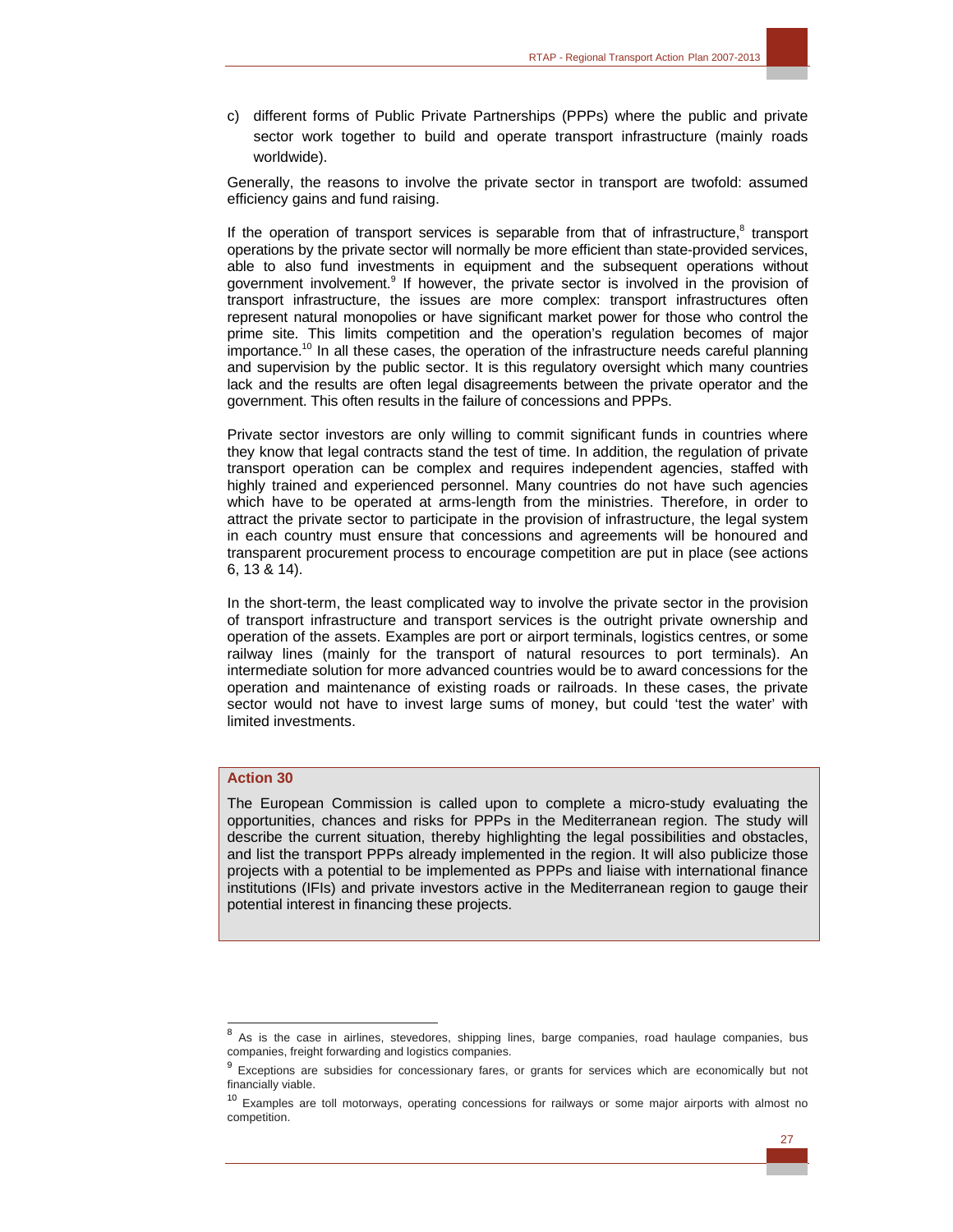c) different forms of Public Private Partnerships (PPPs) where the public and private sector work together to build and operate transport infrastructure (mainly roads worldwide).

Generally, the reasons to involve the private sector in transport are twofold: assumed efficiency gains and fund raising.

If the operation of transport services is separable from that of infrastructure,[8] transport operations by the private sector will normally be more efficient than state-provided services, able to also fund investments in equipment and the subsequent operations without government involvement.[9] If however, the private sector is involved in the provision of transport infrastructure, the issues are more complex: transport infrastructures often represent natural monopolies or have significant market power for those who control the prime site. This limits competition and the operation's regulation becomes of major importance.[10] In all these cases, the operation of the infrastructure needs careful planning and supervision by the public sector. It is this regulatory oversight which many countries lack and the results are often legal disagreements between the private operator and the government. This often results in the failure of concessions and PPPs.

Private sector investors are only willing to commit significant funds in countries where they know that legal contracts stand the test of time. In addition, the regulation of private transport operation can be complex and requires independent agencies, staffed with highly trained and experienced personnel. Many countries do not have such agencies which have to be operated at arms-length from the ministries. Therefore, in order to attract the private sector to participate in the provision of infrastructure, the legal system in each country must ensure that concessions and agreements will be honoured and transparent procurement process to encourage competition are put in place (see actions 6, 13 & 14).

In the short-term, the least complicated way to involve the private sector in the provision of transport infrastructure and transport services is the outright private ownership and operation of the assets. Examples are port or airport terminals, logistics centres, or some railway lines (mainly for the transport of natural resources to port terminals). An intermediate solution for more advanced countries would be to award concessions for the operation and maintenance of existing roads or railroads. In these cases, the private sector would not have to invest large sums of money, but could 'test the water' with limited investments.

**Action 30**

The European Commission is called upon to complete a micro-study evaluating the opportunities, chances and risks for PPPs in the Mediterranean region. The study will describe the current situation, thereby highlighting the legal possibilities and obstacles, and list the transport PPPs already implemented in the region. It will also publicize those projects with a potential to be implemented as PPPs and liaise with international finance institutions (IFIs) and private investors active in the Mediterranean region to gauge their potential interest in financing these projects.

---

[8] As is the case in airlines, stevedores, shipping lines, barge companies, road haulage companies, bus companies, freight forwarding and logistics companies.

[9] Exceptions are subsidies for concessionary fares, or grants for services which are economically but not financially viable.

[10] Examples are toll motorways, operating concessions for railways or some major airports with almost no competition.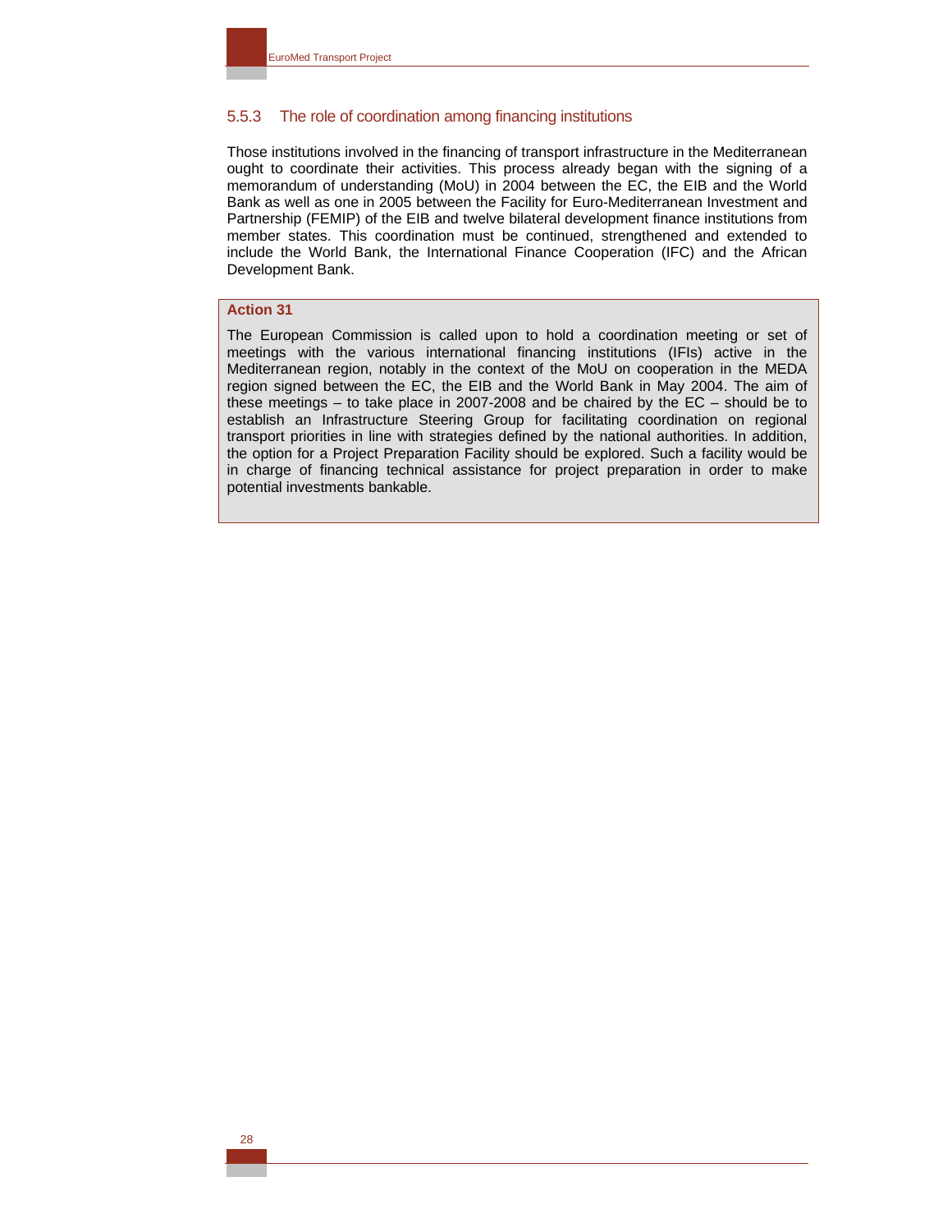### 5.5.3 The role of coordination among financing institutions

Those institutions involved in the financing of transport infrastructure in the Mediterranean ought to coordinate their activities. This process already began with the signing of a memorandum of understanding (MoU) in 2004 between the EC, the EIB and the World Bank as well as one in 2005 between the Facility for Euro-Mediterranean Investment and Partnership (FEMIP) of the EIB and twelve bilateral development finance institutions from member states. This coordination must be continued, strengthened and extended to include the World Bank, the International Finance Cooperation (IFC) and the African Development Bank.

**Action 31**

The European Commission is called upon to hold a coordination meeting or set of meetings with the various international financing institutions (IFIs) active in the Mediterranean region, notably in the context of the MoU on cooperation in the MEDA region signed between the EC, the EIB and the World Bank in May 2004. The aim of these meetings – to take place in 2007-2008 and be chaired by the EC – should be to establish an Infrastructure Steering Group for facilitating coordination on regional transport priorities in line with strategies defined by the national authorities. In addition, the option for a Project Preparation Facility should be explored. Such a facility would be in charge of financing technical assistance for project preparation in order to make potential investments bankable.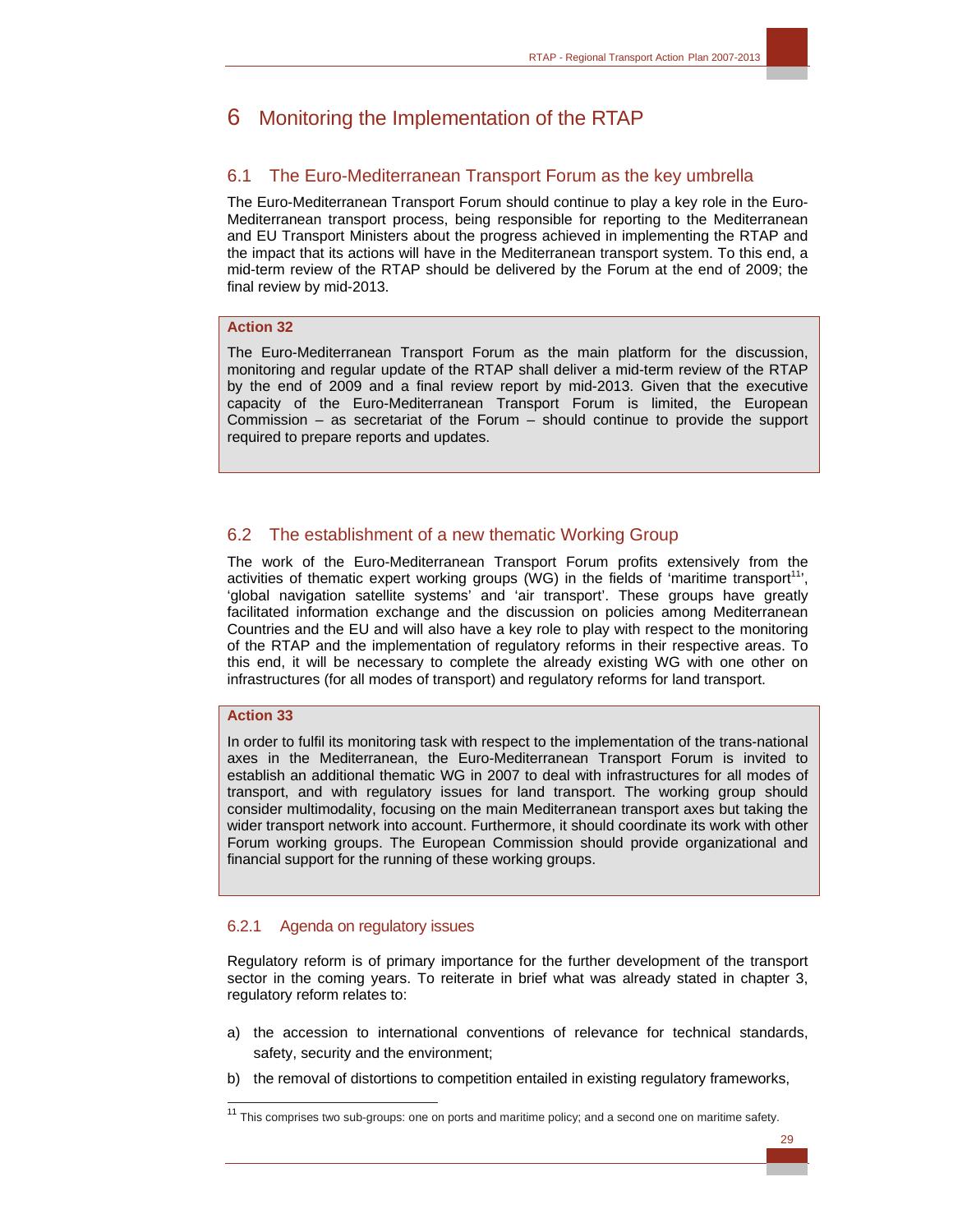# 6 Monitoring the Implementation of the RTAP

## 6.1 The Euro-Mediterranean Transport Forum as the key umbrella

The Euro-Mediterranean Transport Forum should continue to play a key role in the Euro-Mediterranean transport process, being responsible for reporting to the Mediterranean and EU Transport Ministers about the progress achieved in implementing the RTAP and the impact that its actions will have in the Mediterranean transport system. To this end, a mid-term review of the RTAP should be delivered by the Forum at the end of 2009; the final review by mid-2013.

> **Action 32**
>
> The Euro-Mediterranean Transport Forum as the main platform for the discussion, monitoring and regular update of the RTAP shall deliver a mid-term review of the RTAP by the end of 2009 and a final review report by mid-2013. Given that the executive capacity of the Euro-Mediterranean Transport Forum is limited, the European Commission – as secretariat of the Forum – should continue to provide the support required to prepare reports and updates.

## 6.2 The establishment of a new thematic Working Group

The work of the Euro-Mediterranean Transport Forum profits extensively from the activities of thematic expert working groups (WG) in the fields of 'maritime transport[11]', 'global navigation satellite systems' and 'air transport'. These groups have greatly facilitated information exchange and the discussion on policies among Mediterranean Countries and the EU and will also have a key role to play with respect to the monitoring of the RTAP and the implementation of regulatory reforms in their respective areas. To this end, it will be necessary to complete the already existing WG with one other on infrastructures (for all modes of transport) and regulatory reforms for land transport.

> **Action 33**
>
> In order to fulfil its monitoring task with respect to the implementation of the trans-national axes in the Mediterranean, the Euro-Mediterranean Transport Forum is invited to establish an additional thematic WG in 2007 to deal with infrastructures for all modes of transport, and with regulatory issues for land transport. The working group should consider multimodality, focusing on the main Mediterranean transport axes but taking the wider transport network into account. Furthermore, it should coordinate its work with other Forum working groups. The European Commission should provide organizational and financial support for the running of these working groups.

### 6.2.1 Agenda on regulatory issues

Regulatory reform is of primary importance for the further development of the transport sector in the coming years. To reiterate in brief what was already stated in chapter 3, regulatory reform relates to:

a) the accession to international conventions of relevance for technical standards, safety, security and the environment;

b) the removal of distortions to competition entailed in existing regulatory frameworks,

---

[11] This comprises two sub-groups: one on ports and maritime policy; and a second one on maritime safety.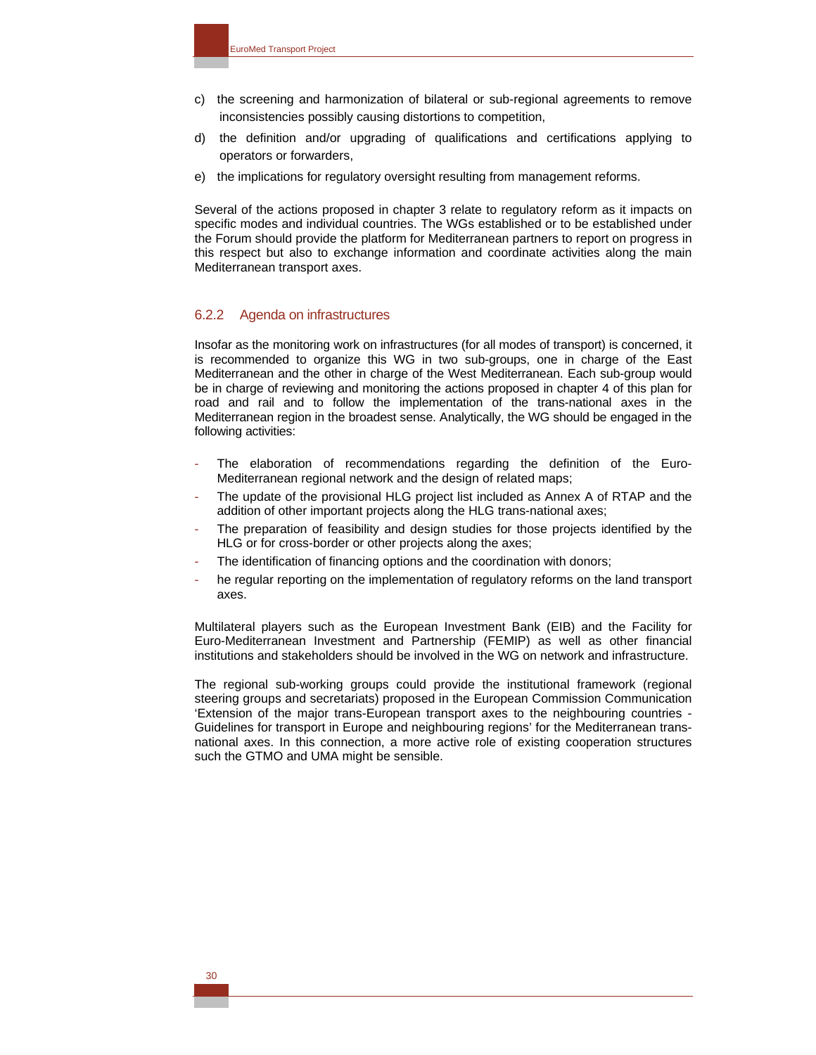c) the screening and harmonization of bilateral or sub-regional agreements to remove inconsistencies possibly causing distortions to competition,

d) the definition and/or upgrading of qualifications and certifications applying to operators or forwarders,

e) the implications for regulatory oversight resulting from management reforms.

Several of the actions proposed in chapter 3 relate to regulatory reform as it impacts on specific modes and individual countries. The WGs established or to be established under the Forum should provide the platform for Mediterranean partners to report on progress in this respect but also to exchange information and coordinate activities along the main Mediterranean transport axes.

### 6.2.2 Agenda on infrastructures

Insofar as the monitoring work on infrastructures (for all modes of transport) is concerned, it is recommended to organize this WG in two sub-groups, one in charge of the East Mediterranean and the other in charge of the West Mediterranean. Each sub-group would be in charge of reviewing and monitoring the actions proposed in chapter 4 of this plan for road and rail and to follow the implementation of the trans-national axes in the Mediterranean region in the broadest sense. Analytically, the WG should be engaged in the following activities:

- The elaboration of recommendations regarding the definition of the Euro-Mediterranean regional network and the design of related maps;
- The update of the provisional HLG project list included as Annex A of RTAP and the addition of other important projects along the HLG trans-national axes;
- The preparation of feasibility and design studies for those projects identified by the HLG or for cross-border or other projects along the axes;
- The identification of financing options and the coordination with donors;
- he regular reporting on the implementation of regulatory reforms on the land transport axes.

Multilateral players such as the European Investment Bank (EIB) and the Facility for Euro-Mediterranean Investment and Partnership (FEMIP) as well as other financial institutions and stakeholders should be involved in the WG on network and infrastructure.

The regional sub-working groups could provide the institutional framework (regional steering groups and secretariats) proposed in the European Commission Communication 'Extension of the major trans-European transport axes to the neighbouring countries - Guidelines for transport in Europe and neighbouring regions' for the Mediterranean trans-national axes. In this connection, a more active role of existing cooperation structures such the GTMO and UMA might be sensible.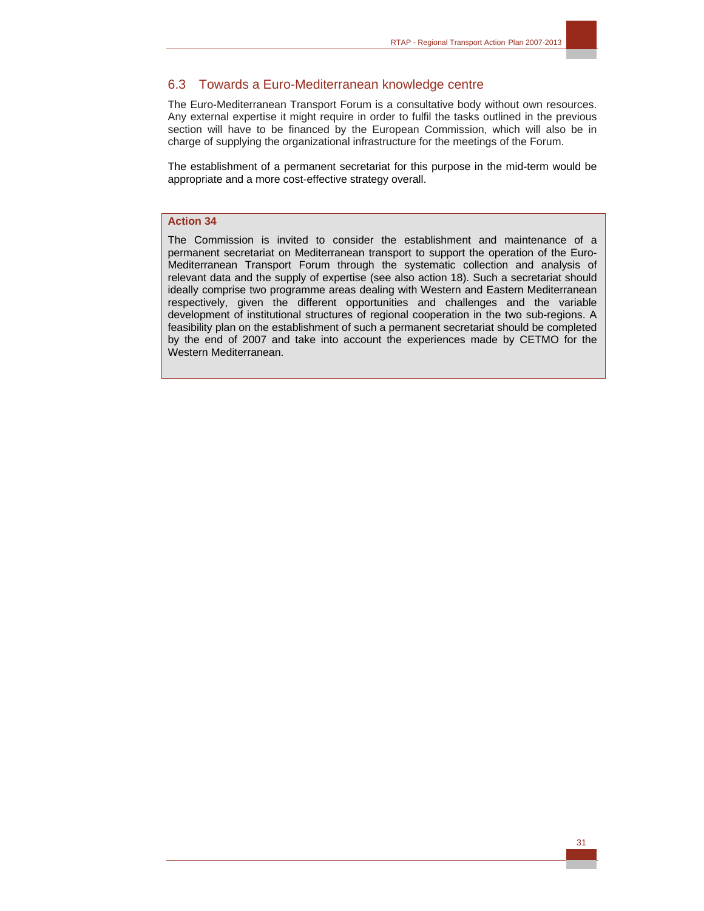## 6.3 Towards a Euro-Mediterranean knowledge centre

The Euro-Mediterranean Transport Forum is a consultative body without own resources. Any external expertise it might require in order to fulfil the tasks outlined in the previous section will have to be financed by the European Commission, which will also be in charge of supplying the organizational infrastructure for the meetings of the Forum.

The establishment of a permanent secretariat for this purpose in the mid-term would be appropriate and a more cost-effective strategy overall.

**Action 34**

The Commission is invited to consider the establishment and maintenance of a permanent secretariat on Mediterranean transport to support the operation of the Euro-Mediterranean Transport Forum through the systematic collection and analysis of relevant data and the supply of expertise (see also action 18). Such a secretariat should ideally comprise two programme areas dealing with Western and Eastern Mediterranean respectively, given the different opportunities and challenges and the variable development of institutional structures of regional cooperation in the two sub-regions. A feasibility plan on the establishment of such a permanent secretariat should be completed by the end of 2007 and take into account the experiences made by CETMO for the Western Mediterranean.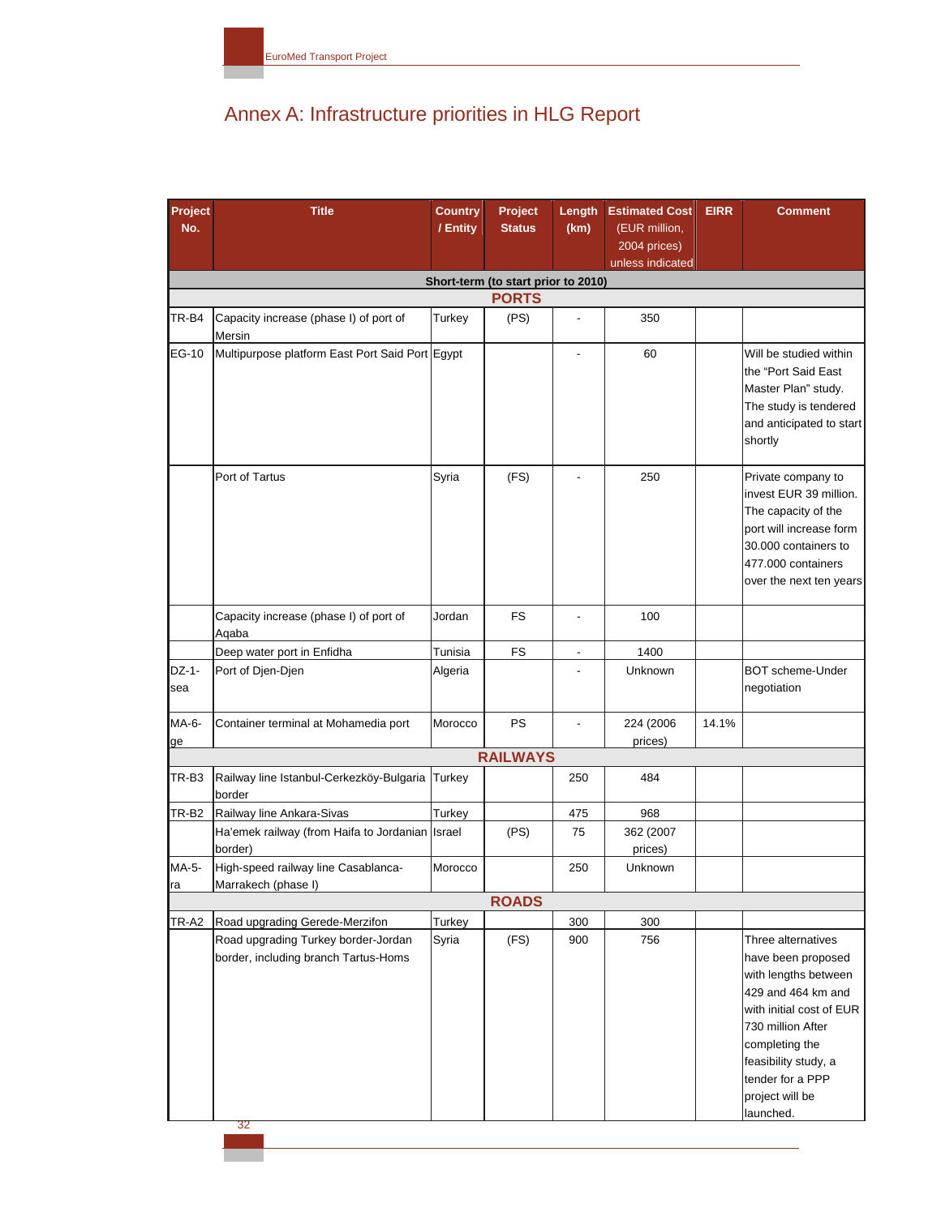# Annex A: Infrastructure priorities in HLG Report

| Project No. | Title | Country / Entity | Project Status | Length (km) | Estimated Cost (EUR million, 2004 prices) unless indicated | EIRR | Comment |
|---|---|---|---|---|---|---|---|
| | | | **Short-term (to start prior to 2010)** | | | | |
| | | | **PORTS** | | | | |
| TR-B4 | Capacity increase (phase I) of port of Mersin | Turkey | (PS) | - | 350 | | |
| EG-10 | Multipurpose platform East Port Said Port | Egypt | | - | 60 | | Will be studied within the "Port Said East Master Plan" study. The study is tendered and anticipated to start shortly |
| | Port of Tartus | Syria | (FS) | - | 250 | | Private company to invest EUR 39 million. The capacity of the port will increase form 30.000 containers to 477.000 containers over the next ten years |
| | Capacity increase (phase I) of port of Aqaba | Jordan | FS | - | 100 | | |
| | Deep water port in Enfidha | Tunisia | FS | - | 1400 | | |
| DZ-1-sea | Port of Djen-Djen | Algeria | | - | Unknown | | BOT scheme-Under negotiation |
| MA-6-ge | Container terminal at Mohamedia port | Morocco | PS | - | 224 (2006 prices) | 14.1% | |
| | | | **RAILWAYS** | | | | |
| TR-B3 | Railway line Istanbul-Cerkezköy-Bulgaria border | Turkey | | 250 | 484 | | |
| TR-B2 | Railway line Ankara-Sivas | Turkey | | 475 | 968 | | |
| | Ha'emek railway (from Haifa to Jordanian border) | Israel | (PS) | 75 | 362 (2007 prices) | | |
| MA-5-ra | High-speed railway line Casablanca-Marrakech (phase I) | Morocco | | 250 | Unknown | | |
| | | | **ROADS** | | | | |
| TR-A2 | Road upgrading Gerede-Merzifon | Turkey | | 300 | 300 | | |
| | Road upgrading Turkey border-Jordan border, including branch Tartus-Homs | Syria | (FS) | 900 | 756 | | Three alternatives have been proposed with lengths between 429 and 464 km and with initial cost of EUR 730 million After completing the feasibility study, a tender for a PPP project will be launched. |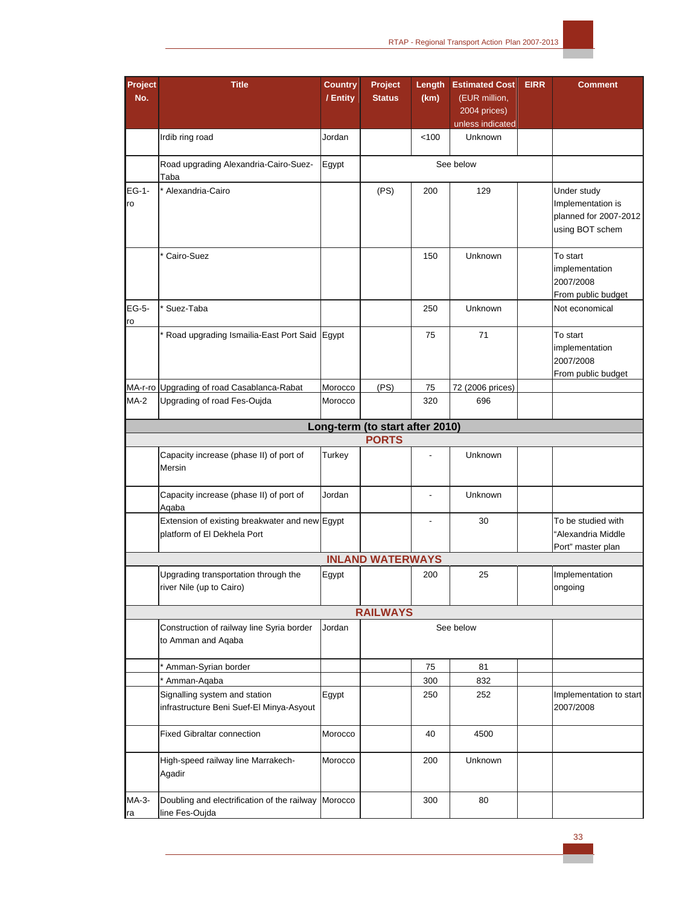| Project No. | Title | Country / Entity | Project Status | Length (km) | Estimated Cost (EUR million, 2004 prices) unless indicated | EIRR | Comment |
|---|---|---|---|---|---|---|---|
| | Irdib ring road | Jordan | | <100 | Unknown | | |
| | Road upgrading Alexandria-Cairo-Suez-Taba | Egypt | See below | | | | |
| EG-1-ro | * Alexandria-Cairo | | (PS) | 200 | 129 | | Under study Implementation is planned for 2007-2012 using BOT schem |
| | * Cairo-Suez | | | 150 | Unknown | | To start implementation 2007/2008 From public budget |
| EG-5-ro | * Suez-Taba | | | 250 | Unknown | | Not economical |
| | * Road upgrading Ismailia-East Port Said | Egypt | | 75 | 71 | | To start implementation 2007/2008 From public budget |
| MA-r-ro | Upgrading of road Casablanca-Rabat | Morocco | (PS) | 75 | 72 (2006 prices) | | |
| MA-2 | Upgrading of road Fes-Oujda | Morocco | | 320 | 696 | | |
| **Long-term (to start after 2010)** | | | | | | | |
| **PORTS** | | | | | | | |
| | Capacity increase (phase II) of port of Mersin | Turkey | | - | Unknown | | |
| | Capacity increase (phase II) of port of Aqaba | Jordan | | - | Unknown | | |
| | Extension of existing breakwater and new platform of El Dekhela Port | Egypt | | - | 30 | | To be studied with "Alexandria Middle Port" master plan |
| **INLAND WATERWAYS** | | | | | | | |
| | Upgrading transportation through the river Nile (up to Cairo) | Egypt | | 200 | 25 | | Implementation ongoing |
| **RAILWAYS** | | | | | | | |
| | Construction of railway line Syria border to Amman and Aqaba | Jordan | See below | | | | |
| | * Amman-Syrian border | | | 75 | 81 | | |
| | * Amman-Aqaba | | | 300 | 832 | | |
| | Signalling system and station infrastructure Beni Suef-El Minya-Asyout | Egypt | | 250 | 252 | | Implementation to start 2007/2008 |
| | Fixed Gibraltar connection | Morocco | | 40 | 4500 | | |
| | High-speed railway line Marrakech-Agadir | Morocco | | 200 | Unknown | | |
| MA-3-ra | Doubling and electrification of the railway line Fes-Oujda | Morocco | | 300 | 80 | | |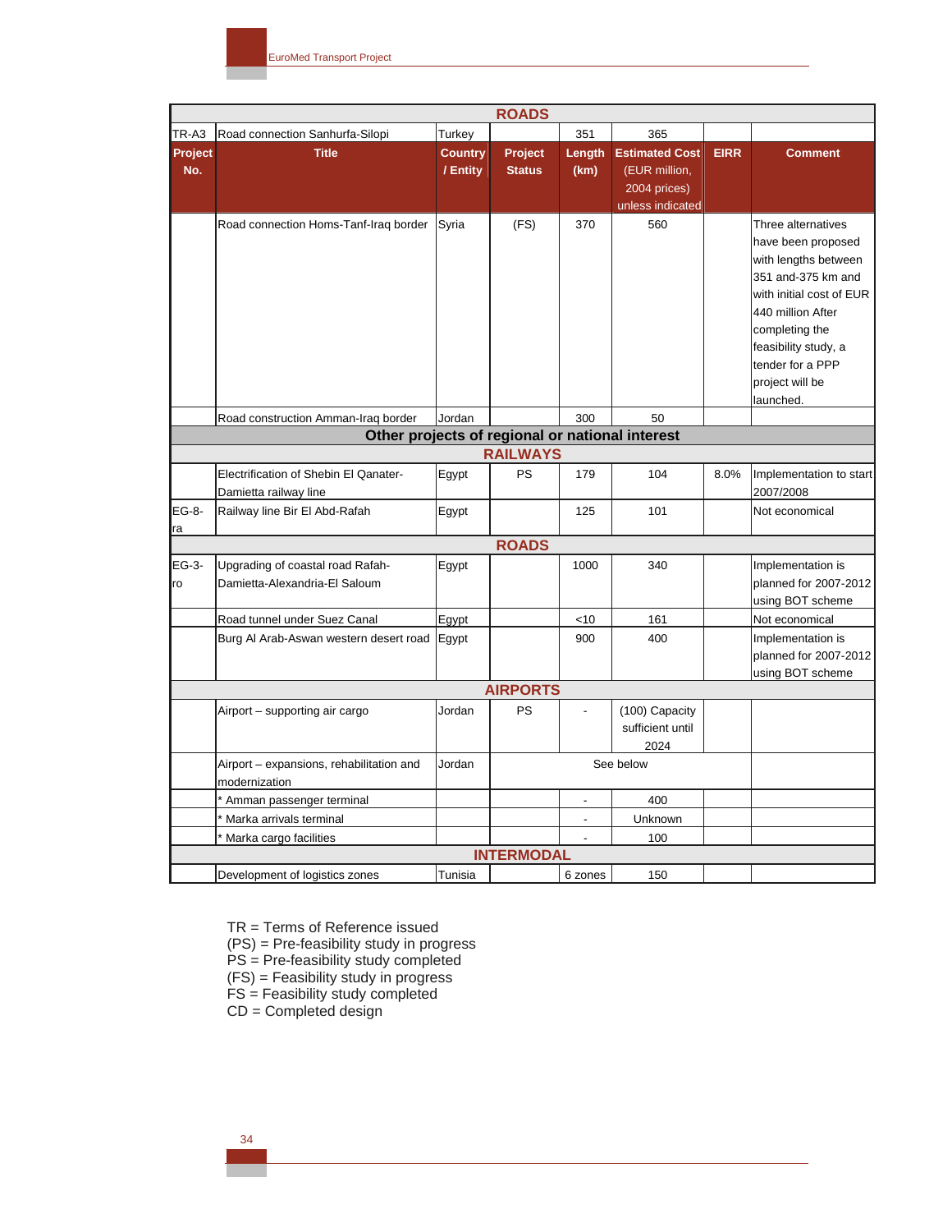| ROADS | | | | | | | |
|---|---|---|---|---|---|---|---|
| TR-A3 | Road connection Sanhurfa-Silopi | Turkey | | 351 | 365 | | |
| **Project No.** | **Title** | **Country / Entity** | **Project Status** | **Length (km)** | **Estimated Cost** (EUR million, 2004 prices) unless indicated | **EIRR** | **Comment** |
| | Road connection Homs-Tanf-Iraq border | Syria | (FS) | 370 | 560 | | Three alternatives have been proposed with lengths between 351 and-375 km and with initial cost of EUR 440 million After completing the feasibility study, a tender for a PPP project will be launched. |
| | Road construction Amman-Iraq border | Jordan | | 300 | 50 | | |
| **Other projects of regional or national interest** | | | | | | | |
| **RAILWAYS** | | | | | | | |
| | Electrification of Shebin El Qanater-Damietta railway line | Egypt | PS | 179 | 104 | 8.0% | Implementation to start 2007/2008 |
| EG-8-ra | Railway line Bir El Abd-Rafah | Egypt | | 125 | 101 | | Not economical |
| **ROADS** | | | | | | | |
| EG-3-ro | Upgrading of coastal road Rafah-Damietta-Alexandria-El Saloum | Egypt | | 1000 | 340 | | Implementation is planned for 2007-2012 using BOT scheme |
| | Road tunnel under Suez Canal | Egypt | | <10 | 161 | | Not economical |
| | Burg Al Arab-Aswan western desert road | Egypt | | 900 | 400 | | Implementation is planned for 2007-2012 using BOT scheme |
| **AIRPORTS** | | | | | | | |
| | Airport – supporting air cargo | Jordan | PS | - | (100) Capacity sufficient until 2024 | | |
| | Airport – expansions, rehabilitation and modernization | Jordan | See below | | | | |
| | * Amman passenger terminal | | | - | 400 | | |
| | * Marka arrivals terminal | | | - | Unknown | | |
| | * Marka cargo facilities | | | - | 100 | | |
| **INTERMODAL** | | | | | | | |
| | Development of logistics zones | Tunisia | | 6 zones | 150 | | |

TR = Terms of Reference issued
(PS) = Pre-feasibility study in progress
PS = Pre-feasibility study completed
(FS) = Feasibility study in progress
FS = Feasibility study completed
CD = Completed design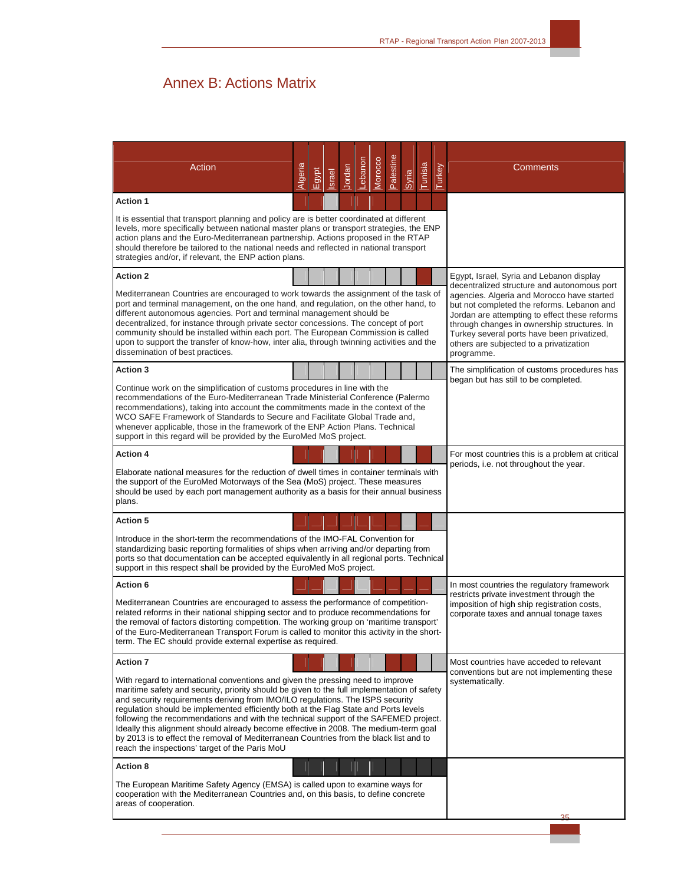# Annex B: Actions Matrix

| Action | Algeria | Egypt | Israel | Jordan | Lebanon | Morocco | Palestine | Syria | Tunisia | Turkey | Comments |
|---|---|---|---|---|---|---|---|---|---|---|---|
| **Action 1**<br>It is essential that transport planning and policy are better coordinated at different levels, more specifically between national master plans or transport strategies, the ENP action plans and the Euro-Mediterranean partnership. Actions proposed in the RTAP should therefore be tailored to the national needs and reflected in national transport strategies and/or, if relevant, the ENP action plans. | | | | | | | | | | | |
| **Action 2**<br>Mediterranean Countries are encouraged to work towards the assignment of the task of port and terminal management, on the one hand, and regulation, on the other hand, to different autonomous agencies. Port and terminal management should be decentralized, for instance through private sector concessions. The concept of port community should be installed within each port. The European Commission is called upon to support the transfer of know-how, inter alia, through twinning activities and the dissemination of best practices. | | | | | | | | | | | Egypt, Israel, Syria and Lebanon display decentralized structure and autonomous port agencies. Algeria and Morocco have started but not completed the reforms. Lebanon and Jordan are attempting to effect these reforms through changes in ownership structures. In Turkey several ports have been privatized, others are subjected to a privatization programme. |
| **Action 3**<br>Continue work on the simplification of customs procedures in line with the recommendations of the Euro-Mediterranean Trade Ministerial Conference (Palermo recommendations), taking into account the commitments made in the context of the WCO SAFE Framework of Standards to Secure and Facilitate Global Trade and, whenever applicable, those in the framework of the ENP Action Plans. Technical support in this regard will be provided by the EuroMed MoS project. | | | | | | | | | | | The simplification of customs procedures has began but has still to be completed. |
| **Action 4**<br>Elaborate national measures for the reduction of dwell times in container terminals with the support of the EuroMed Motorways of the Sea (MoS) project. These measures should be used by each port management authority as a basis for their annual business plans. | | | | | | | | | | | For most countries this is a problem at critical periods, i.e. not throughout the year. |
| **Action 5**<br>Introduce in the short-term the recommendations of the IMO-FAL Convention for standardizing basic reporting formalities of ships when arriving and/or departing from ports so that documentation can be accepted equivalently in all regional ports. Technical support in this respect shall be provided by the EuroMed MoS project. | | | | | | | | | | | |
| **Action 6**<br>Mediterranean Countries are encouraged to assess the performance of competition-related reforms in their national shipping sector and to produce recommendations for the removal of factors distorting competition. The working group on 'maritime transport' of the Euro-Mediterranean Transport Forum is called to monitor this activity in the short-term. The EC should provide external expertise as required. | | | | | | | | | | | In most countries the regulatory framework restricts private investment through the imposition of high ship registration costs, corporate taxes and annual tonage taxes |
| **Action 7**<br>With regard to international conventions and given the pressing need to improve maritime safety and security, priority should be given to the full implementation of safety and security requirements deriving from IMO/ILO regulations. The ISPS security regulation should be implemented efficiently both at the Flag State and Ports levels following the recommendations and with the technical support of the SAFEMED project. Ideally this alignment should already become effective in 2008. The medium-term goal by 2013 is to effect the removal of Mediterranean Countries from the black list and to reach the inspections' target of the Paris MoU | | | | | | | | | | | Most countries have acceded to relevant conventions but are not implementing these systematically. |
| **Action 8**<br>The European Maritime Safety Agency (EMSA) is called upon to examine ways for cooperation with the Mediterranean Countries and, on this basis, to define concrete areas of cooperation. | | | | | | | | | | | |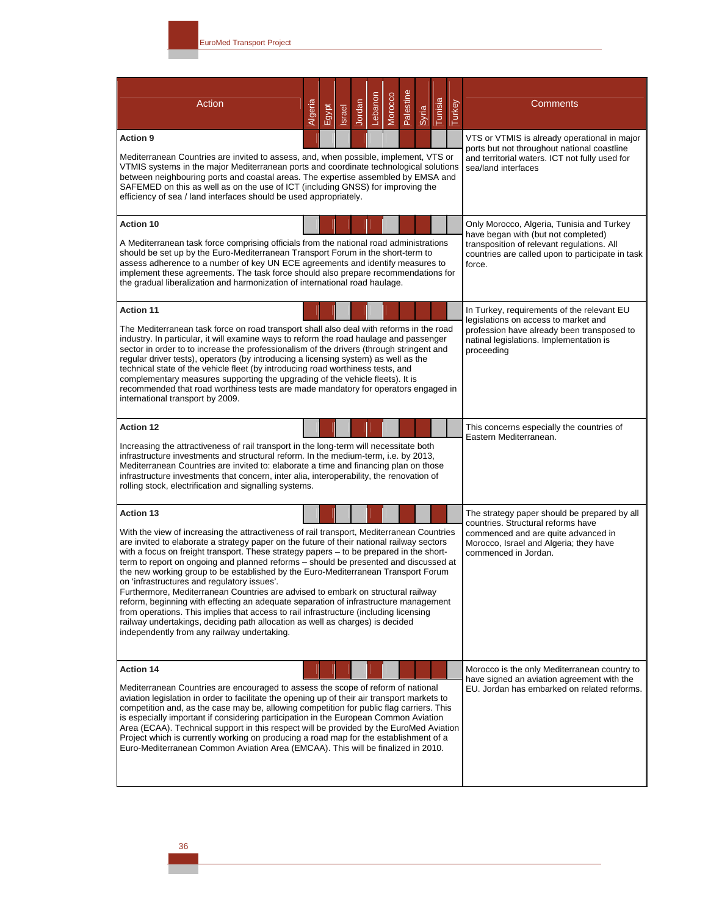| Action | Algeria | Egypt | Israel | Jordan | Lebanon | Morocco | Palestine | Syria | Tunisia | Turkey | Comments |
|---|---|---|---|---|---|---|---|---|---|---|---|
| **Action 9**<br><br>Mediterranean Countries are invited to assess, and, when possible, implement, VTS or VTMIS systems in the major Mediterranean ports and coordinate technological solutions between neighbouring ports and coastal areas. The expertise assembled by EMSA and SAFEMED on this as well as on the use of ICT (including GNSS) for improving the efficiency of sea / land interfaces should be used appropriately. | | | | | | | | | | | VTS or VTMIS is already operational in major ports but not throughout national coastline and territorial waters. ICT not fully used for sea/land interfaces |
| **Action 10**<br><br>A Mediterranean task force comprising officials from the national road administrations should be set up by the Euro-Mediterranean Transport Forum in the short-term to assess adherence to a number of key UN ECE agreements and identify measures to implement these agreements. The task force should also prepare recommendations for the gradual liberalization and harmonization of international road haulage. | | | | | | | | | | | Only Morocco, Algeria, Tunisia and Turkey have began with (but not completed) transposition of relevant regulations. All countries are called upon to participate in task force. |
| **Action 11**<br><br>The Mediterranean task force on road transport shall also deal with reforms in the road industry. In particular, it will examine ways to reform the road haulage and passenger sector in order to to increase the professionalism of the drivers (through stringent and regular driver tests), operators (by introducing a licensing system) as well as the technical state of the vehicle fleet (by introducing road worthiness tests, and complementary measures supporting the upgrading of the vehicle fleets). It is recommended that road worthiness tests are made mandatory for operators engaged in international transport by 2009. | | | | | | | | | | | In Turkey, requirements of the relevant EU legislations on access to market and profession have already been transposed to natinal legislations. Implementation is proceeding |
| **Action 12**<br><br>Increasing the attractiveness of rail transport in the long-term will necessitate both infrastructure investments and structural reform. In the medium-term, i.e. by 2013, Mediterranean Countries are invited to: elaborate a time and financing plan on those infrastructure investments that concern, inter alia, interoperability, the renovation of rolling stock, electrification and signalling systems. | | | | | | | | | | | This concerns especially the countries of Eastern Mediterranean. |
| **Action 13**<br><br>With the view of increasing the attractiveness of rail transport, Mediterranean Countries are invited to elaborate a strategy paper on the future of their national railway sectors with a focus on freight transport. These strategy papers – to be prepared in the short-term to report on ongoing and planned reforms – should be presented and discussed at the new working group to be established by the Euro-Mediterranean Transport Forum on 'infrastructures and regulatory issues'.<br>Furthermore, Mediterranean Countries are advised to embark on structural railway reform, beginning with effecting an adequate separation of infrastructure management from operations. This implies that access to rail infrastructure (including licensing railway undertakings, deciding path allocation as well as charges) is decided independently from any railway undertaking. | | | | | | | | | | | The strategy paper should be prepared by all countries. Structural reforms have commenced and are quite advanced in Morocco, Israel and Algeria; they have commenced in Jordan. |
| **Action 14**<br><br>Mediterranean Countries are encouraged to assess the scope of reform of national aviation legislation in order to facilitate the opening up of their air transport markets to competition and, as the case may be, allowing competition for public flag carriers. This is especially important if considering participation in the European Common Aviation Area (ECAA). Technical support in this respect will be provided by the EuroMed Aviation Project which is currently working on producing a road map for the establishment of a Euro-Mediterranean Common Aviation Area (EMCAA). This will be finalized in 2010. | | | | | | | | | | | Morocco is the only Mediterranean country to have signed an aviation agreement with the EU. Jordan has embarked on related reforms. |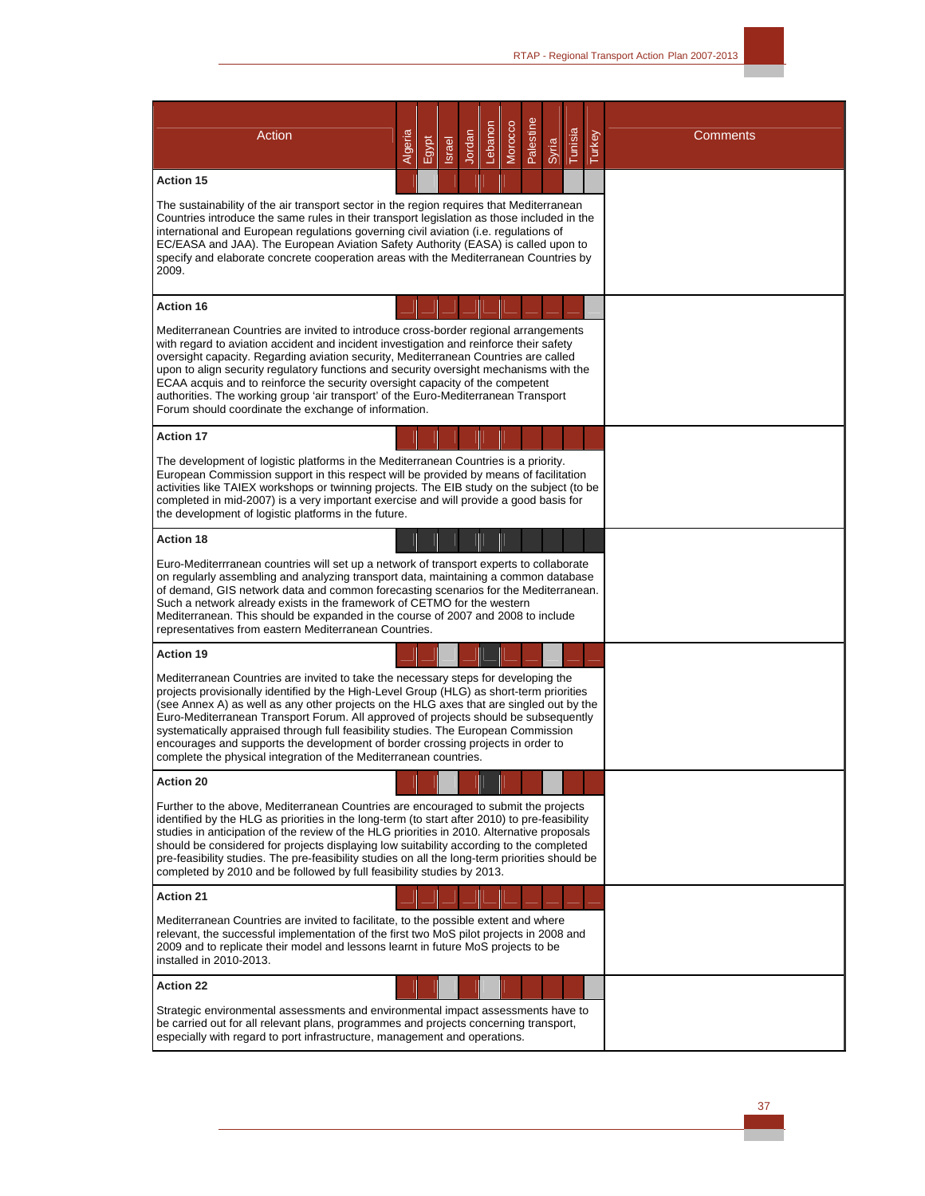| Action | Algeria | Egypt | Israel | Jordan | Lebanon | Morocco | Palestine | Syria | Tunisia | Turkey | Comments |
|---|---|---|---|---|---|---|---|---|---|---|---|
| **Action 15**<br><br>The sustainability of the air transport sector in the region requires that Mediterranean Countries introduce the same rules in their transport legislation as those included in the international and European regulations governing civil aviation (i.e. regulations of EC/EASA and JAA). The European Aviation Safety Authority (EASA) is called upon to specify and elaborate concrete cooperation areas with the Mediterranean Countries by 2009. | | | | | | | | | | | |
| **Action 16**<br><br>Mediterranean Countries are invited to introduce cross-border regional arrangements with regard to aviation accident and incident investigation and reinforce their safety oversight capacity. Regarding aviation security, Mediterranean Countries are called upon to align security regulatory functions and security oversight mechanisms with the ECAA acquis and to reinforce the security oversight capacity of the competent authorities. The working group 'air transport' of the Euro-Mediterranean Transport Forum should coordinate the exchange of information. | | | | | | | | | | | |
| **Action 17**<br><br>The development of logistic platforms in the Mediterranean Countries is a priority. European Commission support in this respect will be provided by means of facilitation activities like TAIEX workshops or twinning projects. The EIB study on the subject (to be completed in mid-2007) is a very important exercise and will provide a good basis for the development of logistic platforms in the future. | | | | | | | | | | | |
| **Action 18**<br><br>Euro-Mediterrranean countries will set up a network of transport experts to collaborate on regularly assembling and analyzing transport data, maintaining a common database of demand, GIS network data and common forecasting scenarios for the Mediterranean. Such a network already exists in the framework of CETMO for the western Mediterranean. This should be expanded in the course of 2007 and 2008 to include representatives from eastern Mediterranean Countries. | | | | | | | | | | | |
| **Action 19**<br><br>Mediterranean Countries are invited to take the necessary steps for developing the projects provisionally identified by the High-Level Group (HLG) as short-term priorities (see Annex A) as well as any other projects on the HLG axes that are singled out by the Euro-Mediterranean Transport Forum. All approved of projects should be subsequently systematically appraised through full feasibility studies. The European Commission encourages and supports the development of border crossing projects in order to complete the physical integration of the Mediterranean countries. | | | | | | | | | | | |
| **Action 20**<br><br>Further to the above, Mediterranean Countries are encouraged to submit the projects identified by the HLG as priorities in the long-term (to start after 2010) to pre-feasibility studies in anticipation of the review of the HLG priorities in 2010. Alternative proposals should be considered for projects displaying low suitability according to the completed pre-feasibility studies. The pre-feasibility studies on all the long-term priorities should be completed by 2010 and be followed by full feasibility studies by 2013. | | | | | | | | | | | |
| **Action 21**<br><br>Mediterranean Countries are invited to facilitate, to the possible extent and where relevant, the successful implementation of the first two MoS pilot projects in 2008 and 2009 and to replicate their model and lessons learnt in future MoS projects to be installed in 2010-2013. | | | | | | | | | | | |
| **Action 22**<br><br>Strategic environmental assessments and environmental impact assessments have to be carried out for all relevant plans, programmes and projects concerning transport, especially with regard to port infrastructure, management and operations. | | | | | | | | | | | |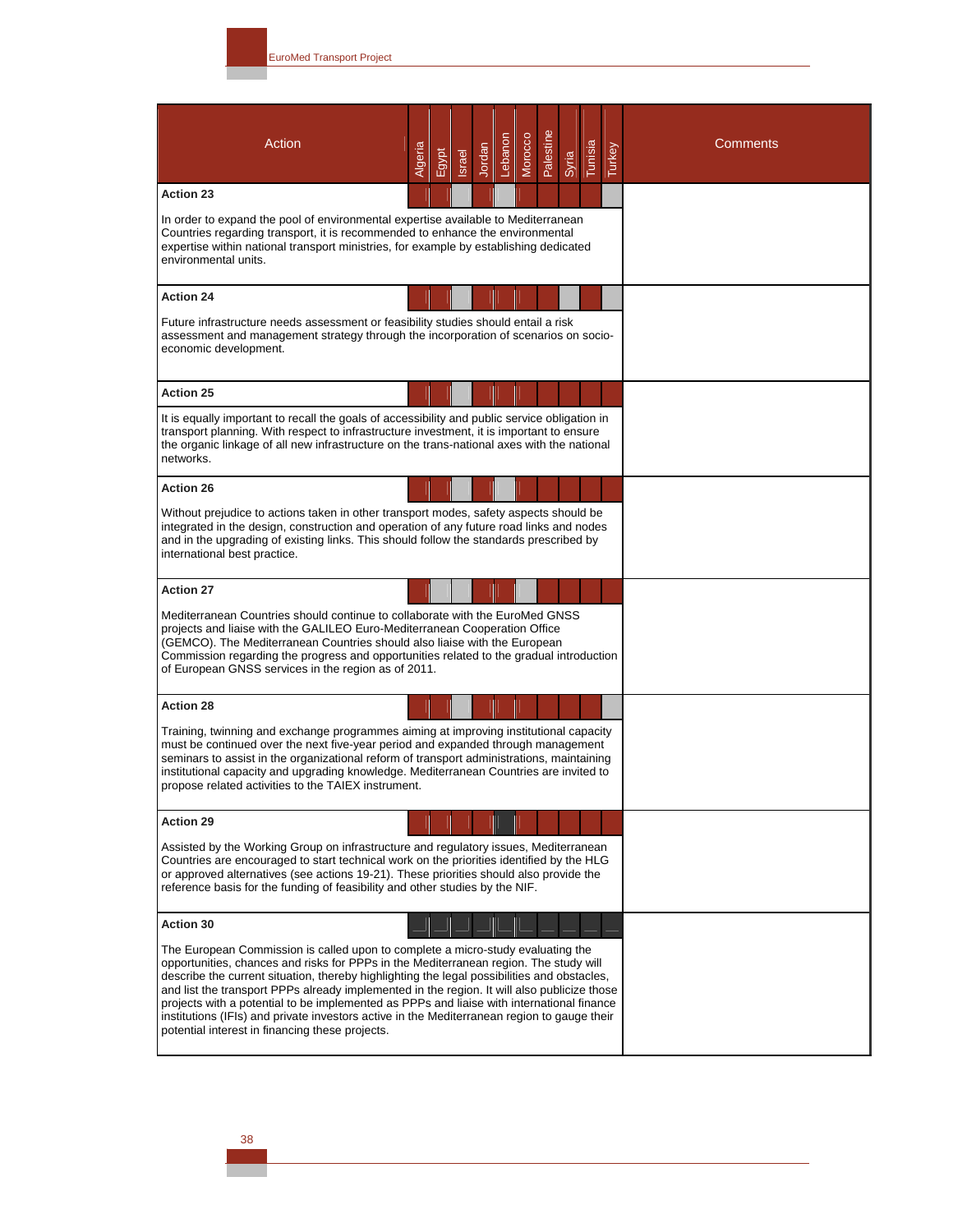| Action | Algeria | Egypt | Israel | Jordan | Lebanon | Morocco | Palestine | Syria | Tunisia | Turkey | Comments |
|---|---|---|---|---|---|---|---|---|---|---|---|
| **Action 23** | | | | | | | | | | | |
| In order to expand the pool of environmental expertise available to Mediterranean Countries regarding transport, it is recommended to enhance the environmental expertise within national transport ministries, for example by establishing dedicated environmental units. | | | | | | | | | | | |
| **Action 24** | | | | | | | | | | | |
| Future infrastructure needs assessment or feasibility studies should entail a risk assessment and management strategy through the incorporation of scenarios on socio-economic development. | | | | | | | | | | | |
| **Action 25** | | | | | | | | | | | |
| It is equally important to recall the goals of accessibility and public service obligation in transport planning. With respect to infrastructure investment, it is important to ensure the organic linkage of all new infrastructure on the trans-national axes with the national networks. | | | | | | | | | | | |
| **Action 26** | | | | | | | | | | | |
| Without prejudice to actions taken in other transport modes, safety aspects should be integrated in the design, construction and operation of any future road links and nodes and in the upgrading of existing links. This should follow the standards prescribed by international best practice. | | | | | | | | | | | |
| **Action 27** | | | | | | | | | | | |
| Mediterranean Countries should continue to collaborate with the EuroMed GNSS projects and liaise with the GALILEO Euro-Mediterranean Cooperation Office (GEMCO). The Mediterranean Countries should also liaise with the European Commission regarding the progress and opportunities related to the gradual introduction of European GNSS services in the region as of 2011. | | | | | | | | | | | |
| **Action 28** | | | | | | | | | | | |
| Training, twinning and exchange programmes aiming at improving institutional capacity must be continued over the next five-year period and expanded through management seminars to assist in the organizational reform of transport administrations, maintaining institutional capacity and upgrading knowledge. Mediterranean Countries are invited to propose related activities to the TAIEX instrument. | | | | | | | | | | | |
| **Action 29** | | | | | | | | | | | |
| Assisted by the Working Group on infrastructure and regulatory issues, Mediterranean Countries are encouraged to start technical work on the priorities identified by the HLG or approved alternatives (see actions 19-21). These priorities should also provide the reference basis for the funding of feasibility and other studies by the NIF. | | | | | | | | | | | |
| **Action 30** | | | | | | | | | | | |
| The European Commission is called upon to complete a micro-study evaluating the opportunities, chances and risks for PPPs in the Mediterranean region. The study will describe the current situation, thereby highlighting the legal possibilities and obstacles, and list the transport PPPs already implemented in the region. It will also publicize those projects with a potential to be implemented as PPPs and liaise with international finance institutions (IFIs) and private investors active in the Mediterranean region to gauge their potential interest in financing these projects. | | | | | | | | | | | |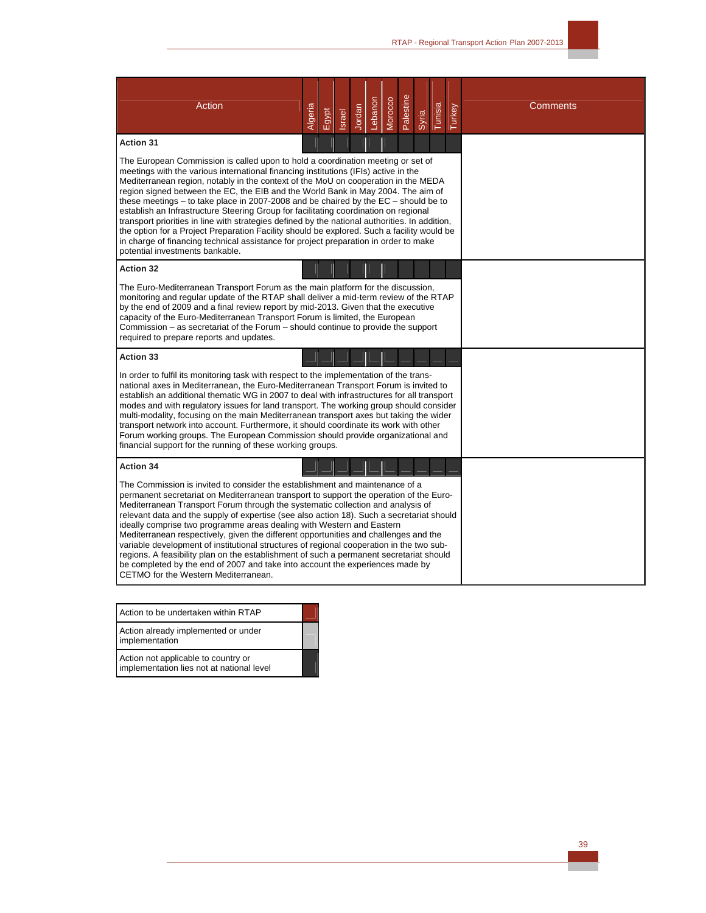| Action | Algeria | Egypt | Israel | Jordan | Lebanon | Morocco | Palestine | Syria | Tunisia | Turkey | Comments |
|---|---|---|---|---|---|---|---|---|---|---|---|
| **Action 31** | | | | | | | | | | | |
| The European Commission is called upon to hold a coordination meeting or set of meetings with the various international financing institutions (IFIs) active in the Mediterranean region, notably in the context of the MoU on cooperation in the MEDA region signed between the EC, the EIB and the World Bank in May 2004. The aim of these meetings – to take place in 2007-2008 and be chaired by the EC – should be to establish an Infrastructure Steering Group for facilitating coordination on regional transport priorities in line with strategies defined by the national authorities. In addition, the option for a Project Preparation Facility should be explored. Such a facility would be in charge of financing technical assistance for project preparation in order to make potential investments bankable. | | | | | | | | | | | |
| **Action 32** | | | | | | | | | | | |
| The Euro-Mediterranean Transport Forum as the main platform for the discussion, monitoring and regular update of the RTAP shall deliver a mid-term review of the RTAP by the end of 2009 and a final review report by mid-2013. Given that the executive capacity of the Euro-Mediterranean Transport Forum is limited, the European Commission – as secretariat of the Forum – should continue to provide the support required to prepare reports and updates. | | | | | | | | | | | |
| **Action 33** | | | | | | | | | | | |
| In order to fulfil its monitoring task with respect to the implementation of the trans-national axes in Mediterranean, the Euro-Mediterranean Transport Forum is invited to establish an additional thematic WG in 2007 to deal with infrastructures for all transport modes and with regulatory issues for land transport. The working group should consider multi-modality, focusing on the main Mediterranean transport axes but taking the wider transport network into account. Furthermore, it should coordinate its work with other Forum working groups. The European Commission should provide organizational and financial support for the running of these working groups. | | | | | | | | | | | |
| **Action 34** | | | | | | | | | | | |
| The Commission is invited to consider the establishment and maintenance of a permanent secretariat on Mediterranean transport to support the operation of the Euro-Mediterranean Transport Forum through the systematic collection and analysis of relevant data and the supply of expertise (see also action 18). Such a secretariat should ideally comprise two programme areas dealing with Western and Eastern Mediterranean respectively, given the different opportunities and challenges and the variable development of institutional structures of regional cooperation in the two sub-regions. A feasibility plan on the establishment of such a permanent secretariat should be completed by the end of 2007 and take into account the experiences made by CETMO for the Western Mediterranean. | | | | | | | | | | | |

| Legend | |
|---|---|
| Action to be undertaken within RTAP | |
| Action already implemented or under implementation | |
| Action not applicable to country or implementation lies not at national level | |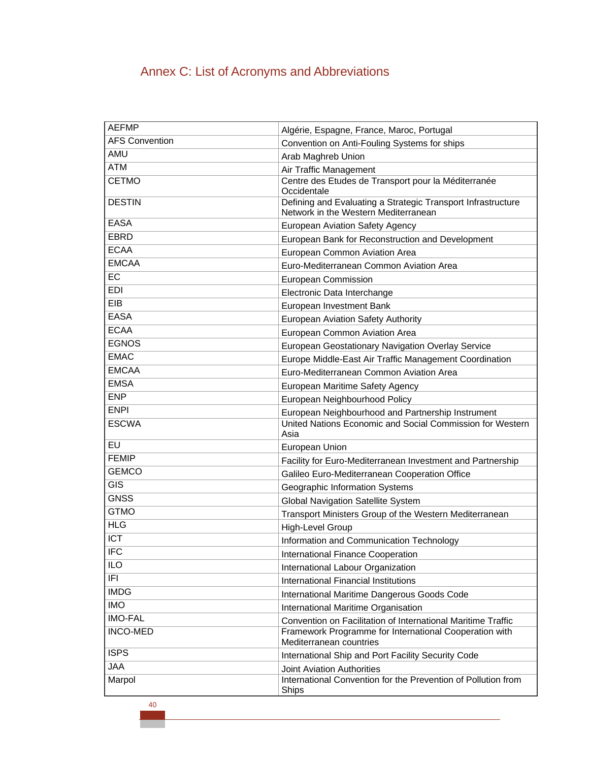## Annex C: List of Acronyms and Abbreviations

| | |
|---|---|
| AEFMP | Algérie, Espagne, France, Maroc, Portugal |
| AFS Convention | Convention on Anti-Fouling Systems for ships |
| AMU | Arab Maghreb Union |
| ATM | Air Traffic Management |
| CETMO | Centre des Etudes de Transport pour la Méditerranée Occidentale |
| DESTIN | Defining and Evaluating a Strategic Transport Infrastructure Network in the Western Mediterranean |
| EASA | European Aviation Safety Agency |
| EBRD | European Bank for Reconstruction and Development |
| ECAA | European Common Aviation Area |
| EMCAA | Euro-Mediterranean Common Aviation Area |
| EC | European Commission |
| EDI | Electronic Data Interchange |
| EIB | European Investment Bank |
| EASA | European Aviation Safety Authority |
| ECAA | European Common Aviation Area |
| EGNOS | European Geostationary Navigation Overlay Service |
| EMAC | Europe Middle-East Air Traffic Management Coordination |
| EMCAA | Euro-Mediterranean Common Aviation Area |
| EMSA | European Maritime Safety Agency |
| ENP | European Neighbourhood Policy |
| ENPI | European Neighbourhood and Partnership Instrument |
| ESCWA | United Nations Economic and Social Commission for Western Asia |
| EU | European Union |
| FEMIP | Facility for Euro-Mediterranean Investment and Partnership |
| GEMCO | Galileo Euro-Mediterranean Cooperation Office |
| GIS | Geographic Information Systems |
| GNSS | Global Navigation Satellite System |
| GTMO | Transport Ministers Group of the Western Mediterranean |
| HLG | High-Level Group |
| ICT | Information and Communication Technology |
| IFC | International Finance Cooperation |
| ILO | International Labour Organization |
| IFI | International Financial Institutions |
| IMDG | International Maritime Dangerous Goods Code |
| IMO | International Maritime Organisation |
| IMO-FAL | Convention on Facilitation of International Maritime Traffic |
| INCO-MED | Framework Programme for International Cooperation with Mediterranean countries |
| ISPS | International Ship and Port Facility Security Code |
| JAA | Joint Aviation Authorities |
| Marpol | International Convention for the Prevention of Pollution from Ships |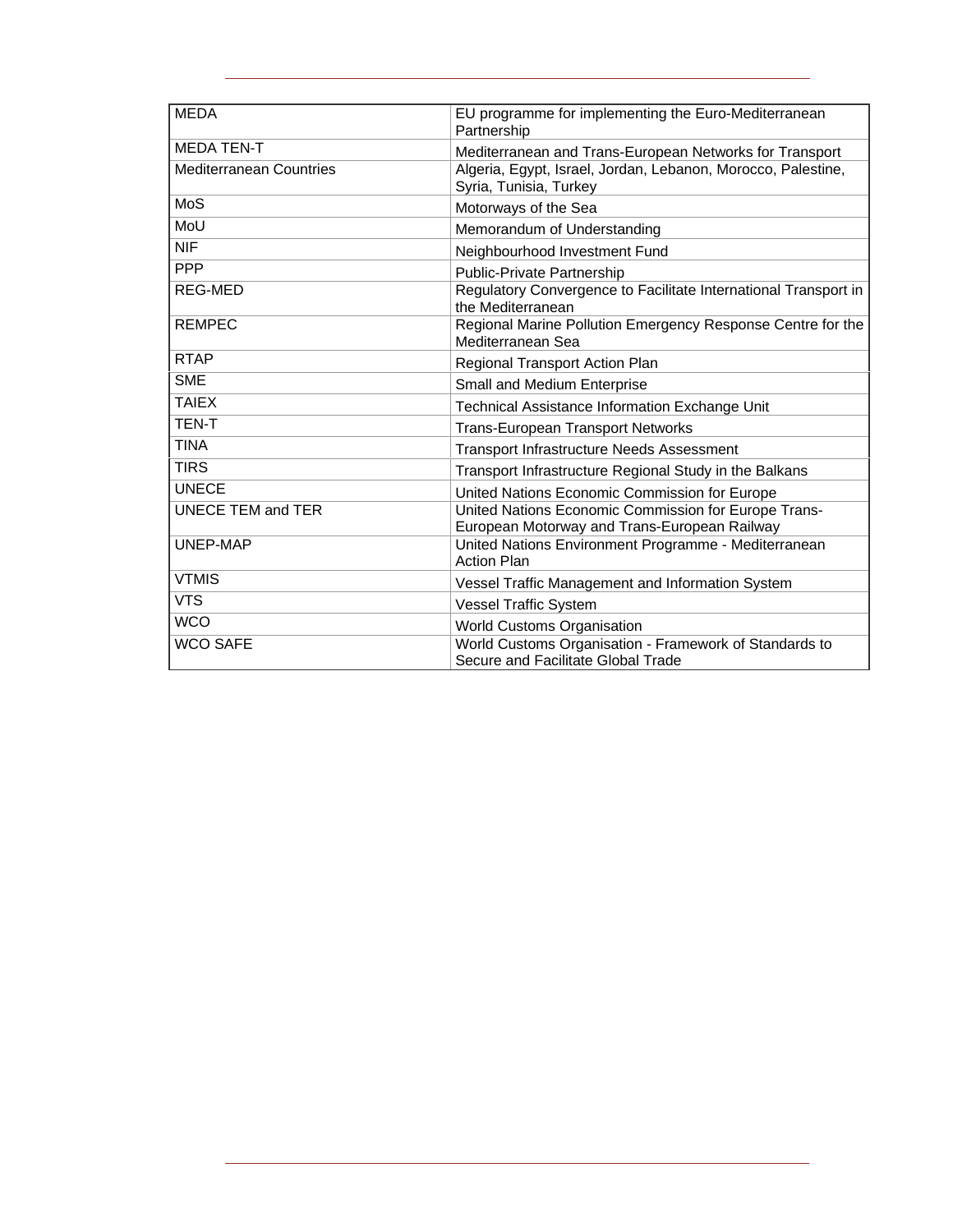| | |
|---|---|
| MEDA | EU programme for implementing the Euro-Mediterranean Partnership |
| MEDA TEN-T | Mediterranean and Trans-European Networks for Transport |
| Mediterranean Countries | Algeria, Egypt, Israel, Jordan, Lebanon, Morocco, Palestine, Syria, Tunisia, Turkey |
| MoS | Motorways of the Sea |
| MoU | Memorandum of Understanding |
| NIF | Neighbourhood Investment Fund |
| PPP | Public-Private Partnership |
| REG-MED | Regulatory Convergence to Facilitate International Transport in the Mediterranean |
| REMPEC | Regional Marine Pollution Emergency Response Centre for the Mediterranean Sea |
| RTAP | Regional Transport Action Plan |
| SME | Small and Medium Enterprise |
| TAIEX | Technical Assistance Information Exchange Unit |
| TEN-T | Trans-European Transport Networks |
| TINA | Transport Infrastructure Needs Assessment |
| TIRS | Transport Infrastructure Regional Study in the Balkans |
| UNECE | United Nations Economic Commission for Europe |
| UNECE TEM and TER | United Nations Economic Commission for Europe Trans-European Motorway and Trans-European Railway |
| UNEP-MAP | United Nations Environment Programme - Mediterranean Action Plan |
| VTMIS | Vessel Traffic Management and Information System |
| VTS | Vessel Traffic System |
| WCO | World Customs Organisation |
| WCO SAFE | World Customs Organisation - Framework of Standards to Secure and Facilitate Global Trade |